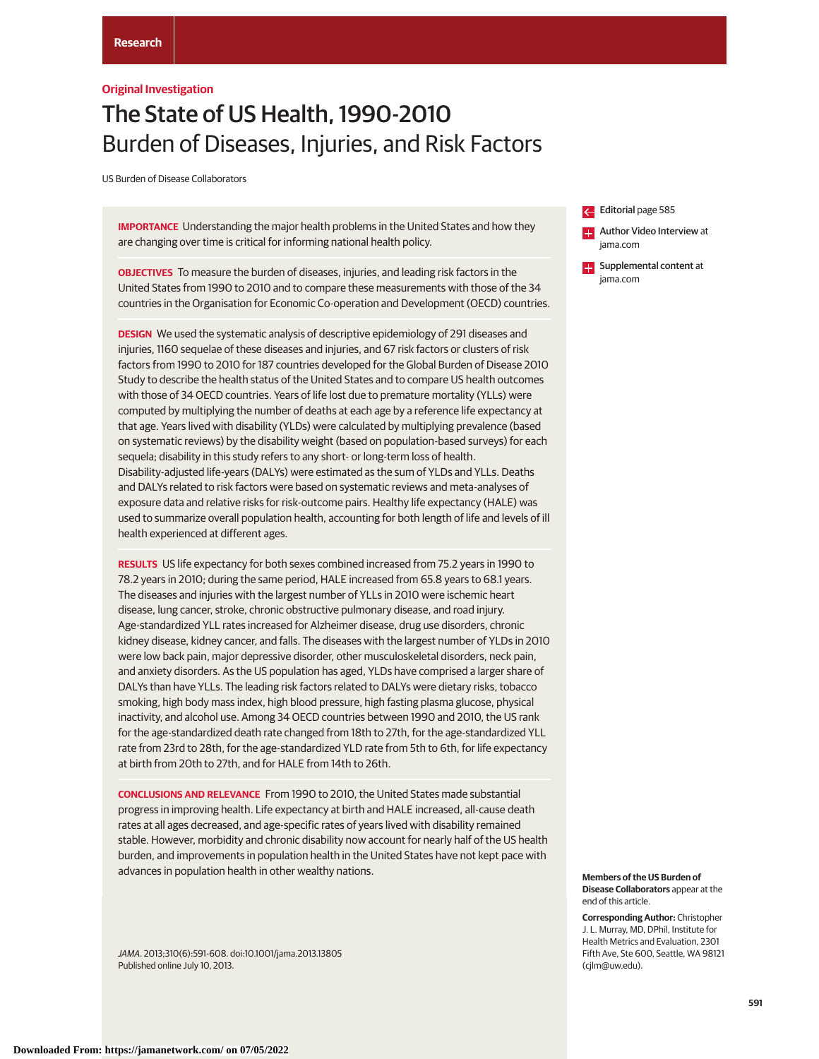Research

Original Investigation

# The State of US Health, 1990-2010
## Burden of Diseases, Injuries, and Risk Factors

US Burden of Disease Collaborators

**IMPORTANCE** Understanding the major health problems in the United States and how they are changing over time is critical for informing national health policy.

**OBJECTIVES** To measure the burden of diseases, injuries, and leading risk factors in the United States from 1990 to 2010 and to compare these measurements with those of the 34 countries in the Organisation for Economic Co-operation and Development (OECD) countries.

**DESIGN** We used the systematic analysis of descriptive epidemiology of 291 diseases and injuries, 1160 sequelae of these diseases and injuries, and 67 risk factors or clusters of risk factors from 1990 to 2010 for 187 countries developed for the Global Burden of Disease 2010 Study to describe the health status of the United States and to compare US health outcomes with those of 34 OECD countries. Years of life lost due to premature mortality (YLLs) were computed by multiplying the number of deaths at each age by a reference life expectancy at that age. Years lived with disability (YLDs) were calculated by multiplying prevalence (based on systematic reviews) by the disability weight (based on population-based surveys) for each sequela; disability in this study refers to any short- or long-term loss of health. Disability-adjusted life-years (DALYs) were estimated as the sum of YLDs and YLLs. Deaths and DALYs related to risk factors were based on systematic reviews and meta-analyses of exposure data and relative risks for risk-outcome pairs. Healthy life expectancy (HALE) was used to summarize overall population health, accounting for both length of life and levels of ill health experienced at different ages.

**RESULTS** US life expectancy for both sexes combined increased from 75.2 years in 1990 to 78.2 years in 2010; during the same period, HALE increased from 65.8 years to 68.1 years. The diseases and injuries with the largest number of YLLs in 2010 were ischemic heart disease, lung cancer, stroke, chronic obstructive pulmonary disease, and road injury. Age-standardized YLL rates increased for Alzheimer disease, drug use disorders, chronic kidney disease, kidney cancer, and falls. The diseases with the largest number of YLDs in 2010 were low back pain, major depressive disorder, other musculoskeletal disorders, neck pain, and anxiety disorders. As the US population has aged, YLDs have comprised a larger share of DALYs than have YLLs. The leading risk factors related to DALYs were dietary risks, tobacco smoking, high body mass index, high blood pressure, high fasting plasma glucose, physical inactivity, and alcohol use. Among 34 OECD countries between 1990 and 2010, the US rank for the age-standardized death rate changed from 18th to 27th, for the age-standardized YLL rate from 23rd to 28th, for the age-standardized YLD rate from 5th to 6th, for life expectancy at birth from 20th to 27th, and for HALE from 14th to 26th.

**CONCLUSIONS AND RELEVANCE** From 1990 to 2010, the United States made substantial progress in improving health. Life expectancy at birth and HALE increased, all-cause death rates at all ages decreased, and age-specific rates of years lived with disability remained stable. However, morbidity and chronic disability now account for nearly half of the US health burden, and improvements in population health in the United States have not kept pace with advances in population health in other wealthy nations.

*JAMA*. 2013;310(6):591-608. doi:10.1001/jama.2013.13805
Published online July 10, 2013.

Editorial page 585

Author Video Interview at jama.com

Supplemental content at jama.com

**Members of the US Burden of Disease Collaborators** appear at the end of this article.

**Corresponding Author:** Christopher J. L. Murray, MD, DPhil, Institute for Health Metrics and Evaluation, 2301 Fifth Ave, Ste 600, Seattle, WA 98121 (cjlm@uw.edu).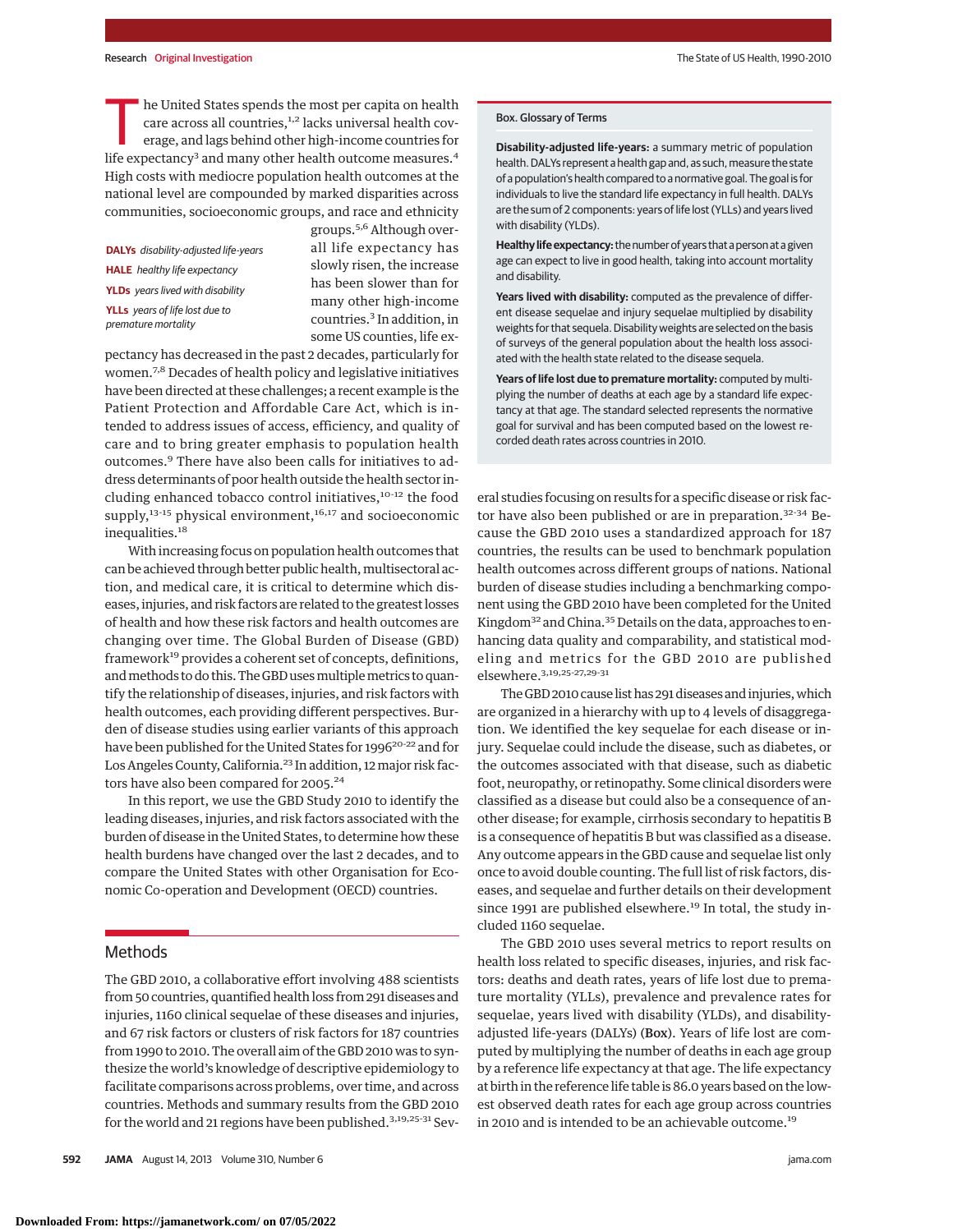The United States spends the most per capita on health care across all countries,[1,2] lacks universal health coverage, and lags behind other high-income countries for life expectancy[3] and many other health outcome measures.[4] High costs with mediocre population health outcomes at the national level are compounded by marked disparities across communities, socioeconomic groups, and race and ethnicity groups.[5,6] Although overall life expectancy has slowly risen, the increase has been slower than for many other high-income countries.[3] In addition, in some US counties, life expectancy has decreased in the past 2 decades, particularly for women.[7,8] Decades of health policy and legislative initiatives have been directed at these challenges; a recent example is the Patient Protection and Affordable Care Act, which is intended to address issues of access, efficiency, and quality of care and to bring greater emphasis to population health outcomes.[9] There have also been calls for initiatives to address determinants of poor health outside the health sector including enhanced tobacco control initiatives,[10-12] the food supply,[13-15] physical environment,[16,17] and socioeconomic inequalities.[18]

**DALYs** *disability-adjusted life-years*

**HALE** *healthy life expectancy*

**YLDs** *years lived with disability*

**YLLs** *years of life lost due to premature mortality*

With increasing focus on population health outcomes that can be achieved through better public health, multisectoral action, and medical care, it is critical to determine which diseases, injuries, and risk factors are related to the greatest losses of health and how these risk factors and health outcomes are changing over time. The Global Burden of Disease (GBD) framework[19] provides a coherent set of concepts, definitions, and methods to do this. The GBD uses multiple metrics to quantify the relationship of diseases, injuries, and risk factors with health outcomes, each providing different perspectives. Burden of disease studies using earlier variants of this approach have been published for the United States for 1996[20-22] and for Los Angeles County, California.[23] In addition, 12 major risk factors have also been compared for 2005.[24]

In this report, we use the GBD Study 2010 to identify the leading diseases, injuries, and risk factors associated with the burden of disease in the United States, to determine how these health burdens have changed over the last 2 decades, and to compare the United States with other Organisation for Economic Co-operation and Development (OECD) countries.

## Methods

The GBD 2010, a collaborative effort involving 488 scientists from 50 countries, quantified health loss from 291 diseases and injuries, 1160 clinical sequelae of these diseases and injuries, and 67 risk factors or clusters of risk factors for 187 countries from 1990 to 2010. The overall aim of the GBD 2010 was to synthesize the world's knowledge of descriptive epidemiology to facilitate comparisons across problems, over time, and across countries. Methods and summary results from the GBD 2010 for the world and 21 regions have been published.[3,19,25-31] Several studies focusing on results for a specific disease or risk factor have also been published or are in preparation.[32-34] Because the GBD 2010 uses a standardized approach for 187 countries, the results can be used to benchmark population health outcomes across different groups of nations. National burden of disease studies including a benchmarking component using the GBD 2010 have been completed for the United Kingdom[32] and China.[35] Details on the data, approaches to enhancing data quality and comparability, and statistical modeling and metrics for the GBD 2010 are published elsewhere.[3,19,25-27,29-31]

The GBD 2010 cause list has 291 diseases and injuries, which are organized in a hierarchy with up to 4 levels of disaggregation. We identified the key sequelae for each disease or injury. Sequelae could include the disease, such as diabetes, or the outcomes associated with that disease, such as diabetic foot, neuropathy, or retinopathy. Some clinical disorders were classified as a disease but could also be a consequence of another disease; for example, cirrhosis secondary to hepatitis B is a consequence of hepatitis B but was classified as a disease. Any outcome appears in the GBD cause and sequelae list only once to avoid double counting. The full list of risk factors, diseases, and sequelae and further details on their development since 1991 are published elsewhere.[19] In total, the study included 1160 sequelae.

The GBD 2010 uses several metrics to report results on health loss related to specific diseases, injuries, and risk factors: deaths and death rates, years of life lost due to premature mortality (YLLs), prevalence and prevalence rates for sequelae, years lived with disability (YLDs), and disability-adjusted life-years (DALYs) (**Box**). Years of life lost are computed by multiplying the number of deaths in each age group by a reference life expectancy at that age. The life expectancy at birth in the reference life table is 86.0 years based on the lowest observed death rates for each age group across countries in 2010 and is intended to be an achievable outcome.[19]

**Box. Glossary of Terms**

**Disability-adjusted life-years:** a summary metric of population health. DALYs represent a health gap and, as such, measure the state of a population's health compared to a normative goal. The goal is for individuals to live the standard life expectancy in full health. DALYs are the sum of 2 components: years of life lost (YLLs) and years lived with disability (YLDs).

**Healthy life expectancy:** the number of years that a person at a given age can expect to live in good health, taking into account mortality and disability.

**Years lived with disability:** computed as the prevalence of different disease sequelae and injury sequelae multiplied by disability weights for that sequela. Disability weights are selected on the basis of surveys of the general population about the health loss associated with the health state related to the disease sequela.

**Years of life lost due to premature mortality:** computed by multiplying the number of deaths at each age by a standard life expectancy at that age. The standard selected represents the normative goal for survival and has been computed based on the lowest recorded death rates across countries in 2010.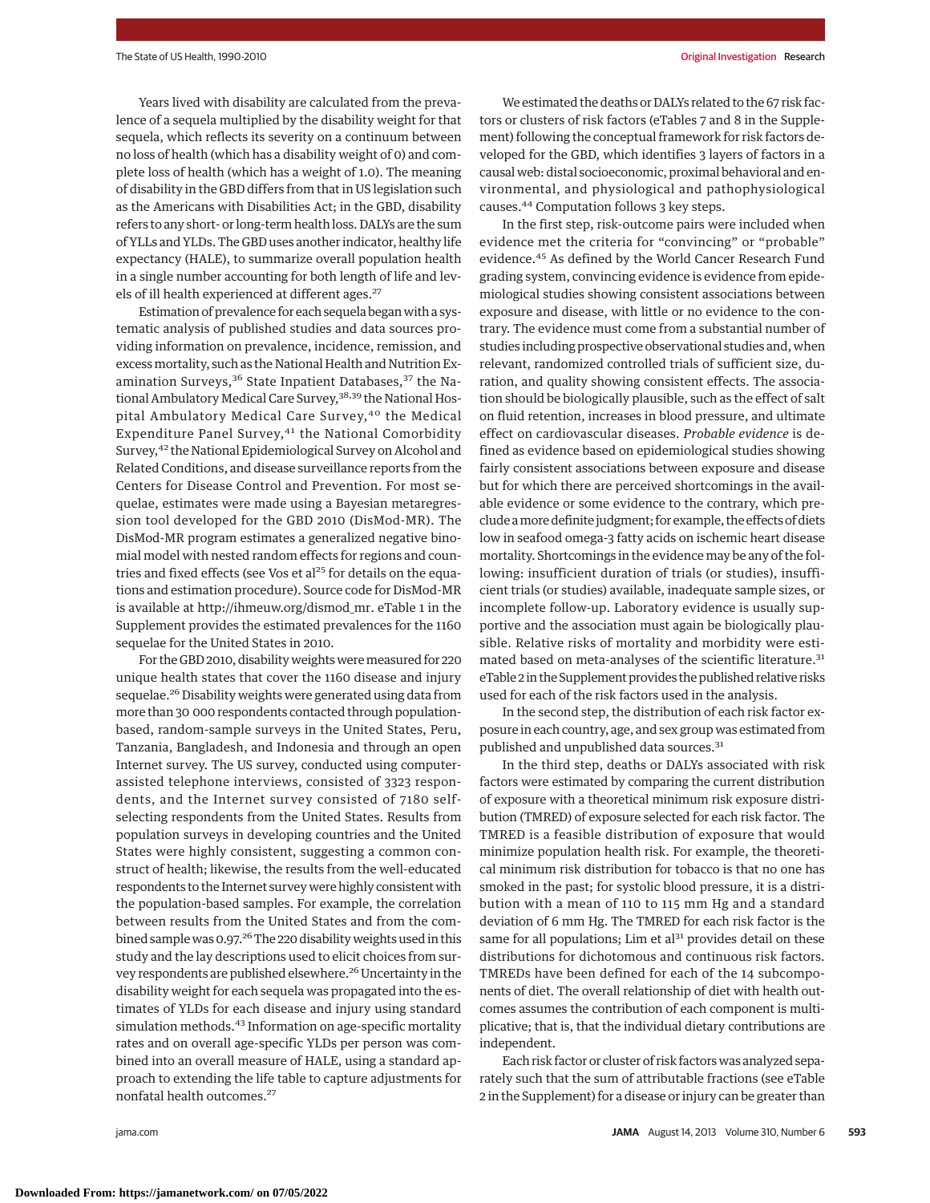Years lived with disability are calculated from the prevalence of a sequela multiplied by the disability weight for that sequela, which reflects its severity on a continuum between no loss of health (which has a disability weight of 0) and complete loss of health (which has a weight of 1.0). The meaning of disability in the GBD differs from that in US legislation such as the Americans with Disabilities Act; in the GBD, disability refers to any short- or long-term health loss. DALYs are the sum of YLLs and YLDs. The GBD uses another indicator, healthy life expectancy (HALE), to summarize overall population health in a single number accounting for both length of life and levels of ill health experienced at different ages.[27]

Estimation of prevalence for each sequela began with a systematic analysis of published studies and data sources providing information on prevalence, incidence, remission, and excess mortality, such as the National Health and Nutrition Examination Surveys,[36] State Inpatient Databases,[37] the National Ambulatory Medical Care Survey,[38,39] the National Hospital Ambulatory Medical Care Survey,[40] the Medical Expenditure Panel Survey,[41] the National Comorbidity Survey,[42] the National Epidemiological Survey on Alcohol and Related Conditions, and disease surveillance reports from the Centers for Disease Control and Prevention. For most sequelae, estimates were made using a Bayesian metaregression tool developed for the GBD 2010 (DisMod-MR). The DisMod-MR program estimates a generalized negative binomial model with nested random effects for regions and countries and fixed effects (see Vos et al[25] for details on the equations and estimation procedure). Source code for DisMod-MR is available at http://ihmeuw.org/dismod_mr. eTable 1 in the Supplement provides the estimated prevalences for the 1160 sequelae for the United States in 2010.

For the GBD 2010, disability weights were measured for 220 unique health states that cover the 1160 disease and injury sequelae.[26] Disability weights were generated using data from more than 30 000 respondents contacted through population-based, random-sample surveys in the United States, Peru, Tanzania, Bangladesh, and Indonesia and through an open Internet survey. The US survey, conducted using computer-assisted telephone interviews, consisted of 3323 respondents, and the Internet survey consisted of 7180 self-selecting respondents from the United States. Results from population surveys in developing countries and the United States were highly consistent, suggesting a common construct of health; likewise, the results from the well-educated respondents to the Internet survey were highly consistent with the population-based samples. For example, the correlation between results from the United States and from the combined sample was 0.97.[26] The 220 disability weights used in this study and the lay descriptions used to elicit choices from survey respondents are published elsewhere.[26] Uncertainty in the disability weight for each sequela was propagated into the estimates of YLDs for each disease and injury using standard simulation methods.[43] Information on age-specific mortality rates and on overall age-specific YLDs per person was combined into an overall measure of HALE, using a standard approach to extending the life table to capture adjustments for nonfatal health outcomes.[27]

We estimated the deaths or DALYs related to the 67 risk factors or clusters of risk factors (eTables 7 and 8 in the Supplement) following the conceptual framework for risk factors developed for the GBD, which identifies 3 layers of factors in a causal web: distal socioeconomic, proximal behavioral and environmental, and physiological and pathophysiological causes.[44] Computation follows 3 key steps.

In the first step, risk-outcome pairs were included when evidence met the criteria for "convincing" or "probable" evidence.[45] As defined by the World Cancer Research Fund grading system, convincing evidence is evidence from epidemiological studies showing consistent associations between exposure and disease, with little or no evidence to the contrary. The evidence must come from a substantial number of studies including prospective observational studies and, when relevant, randomized controlled trials of sufficient size, duration, and quality showing consistent effects. The association should be biologically plausible, such as the effect of salt on fluid retention, increases in blood pressure, and ultimate effect on cardiovascular diseases. *Probable evidence* is defined as evidence based on epidemiological studies showing fairly consistent associations between exposure and disease but for which there are perceived shortcomings in the available evidence or some evidence to the contrary, which preclude a more definite judgment; for example, the effects of diets low in seafood omega-3 fatty acids on ischemic heart disease mortality. Shortcomings in the evidence may be any of the following: insufficient duration of trials (or studies), insufficient trials (or studies) available, inadequate sample sizes, or incomplete follow-up. Laboratory evidence is usually supportive and the association must again be biologically plausible. Relative risks of mortality and morbidity were estimated based on meta-analyses of the scientific literature.[31] eTable 2 in the Supplement provides the published relative risks used for each of the risk factors used in the analysis.

In the second step, the distribution of each risk factor exposure in each country, age, and sex group was estimated from published and unpublished data sources.[31]

In the third step, deaths or DALYs associated with risk factors were estimated by comparing the current distribution of exposure with a theoretical minimum risk exposure distribution (TMRED) of exposure selected for each risk factor. The TMRED is a feasible distribution of exposure that would minimize population health risk. For example, the theoretical minimum risk distribution for tobacco is that no one has smoked in the past; for systolic blood pressure, it is a distribution with a mean of 110 to 115 mm Hg and a standard deviation of 6 mm Hg. The TMRED for each risk factor is the same for all populations; Lim et al[31] provides detail on these distributions for dichotomous and continuous risk factors. TMREDs have been defined for each of the 14 subcomponents of diet. The overall relationship of diet with health outcomes assumes the contribution of each component is multiplicative; that is, that the individual dietary contributions are independent.

Each risk factor or cluster of risk factors was analyzed separately such that the sum of attributable fractions (see eTable 2 in the Supplement) for a disease or injury can be greater than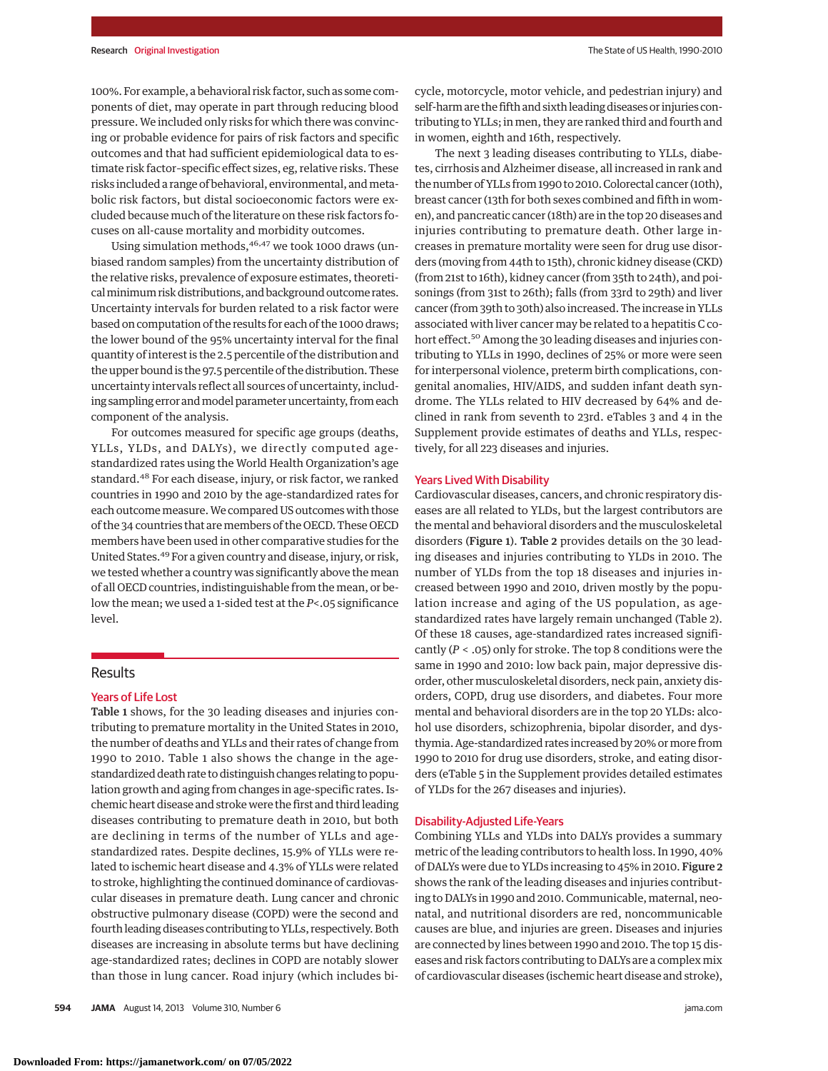100%. For example, a behavioral risk factor, such as some components of diet, may operate in part through reducing blood pressure. We included only risks for which there was convincing or probable evidence for pairs of risk factors and specific outcomes and that had sufficient epidemiological data to estimate risk factor–specific effect sizes, eg, relative risks. These risks included a range of behavioral, environmental, and metabolic risk factors, but distal socioeconomic factors were excluded because much of the literature on these risk factors focuses on all-cause mortality and morbidity outcomes.

Using simulation methods,[46,47] we took 1000 draws (unbiased random samples) from the uncertainty distribution of the relative risks, prevalence of exposure estimates, theoretical minimum risk distributions, and background outcome rates. Uncertainty intervals for burden related to a risk factor were based on computation of the results for each of the 1000 draws; the lower bound of the 95% uncertainty interval for the final quantity of interest is the 2.5 percentile of the distribution and the upper bound is the 97.5 percentile of the distribution. These uncertainty intervals reflect all sources of uncertainty, including sampling error and model parameter uncertainty, from each component of the analysis.

For outcomes measured for specific age groups (deaths, YLLs, YLDs, and DALYs), we directly computed age-standardized rates using the World Health Organization's age standard.[48] For each disease, injury, or risk factor, we ranked countries in 1990 and 2010 by the age-standardized rates for each outcome measure. We compared US outcomes with those of the 34 countries that are members of the OECD. These OECD members have been used in other comparative studies for the United States.[49] For a given country and disease, injury, or risk, we tested whether a country was significantly above the mean of all OECD countries, indistinguishable from the mean, or below the mean; we used a 1-sided test at the $P < .05$ significance level.

## Results

### Years of Life Lost

**Table 1** shows, for the 30 leading diseases and injuries contributing to premature mortality in the United States in 2010, the number of deaths and YLLs and their rates of change from 1990 to 2010. Table 1 also shows the change in the age-standardized death rate to distinguish changes relating to population growth and aging from changes in age-specific rates. Ischemic heart disease and stroke were the first and third leading diseases contributing to premature death in 2010, but both are declining in terms of the number of YLLs and age-standardized rates. Despite declines, 15.9% of YLLs were related to ischemic heart disease and 4.3% of YLLs were related to stroke, highlighting the continued dominance of cardiovascular diseases in premature death. Lung cancer and chronic obstructive pulmonary disease (COPD) were the second and fourth leading diseases contributing to YLLs, respectively. Both diseases are increasing in absolute terms but have declining age-standardized rates; declines in COPD are notably slower than those in lung cancer. Road injury (which includes bicycle, motorcycle, motor vehicle, and pedestrian injury) and self-harm are the fifth and sixth leading diseases or injuries contributing to YLLs; in men, they are ranked third and fourth and in women, eighth and 16th, respectively.

The next 3 leading diseases contributing to YLLs, diabetes, cirrhosis and Alzheimer disease, all increased in rank and the number of YLLs from 1990 to 2010. Colorectal cancer (10th), breast cancer (13th for both sexes combined and fifth in women), and pancreatic cancer (18th) are in the top 20 diseases and injuries contributing to premature death. Other large increases in premature mortality were seen for drug use disorders (moving from 44th to 15th), chronic kidney disease (CKD) (from 21st to 16th), kidney cancer (from 35th to 24th), and poisonings (from 31st to 26th); falls (from 33rd to 29th) and liver cancer (from 39th to 30th) also increased. The increase in YLLs associated with liver cancer may be related to a hepatitis C cohort effect.[50] Among the 30 leading diseases and injuries contributing to YLLs in 1990, declines of 25% or more were seen for interpersonal violence, preterm birth complications, congenital anomalies, HIV/AIDS, and sudden infant death syndrome. The YLLs related to HIV decreased by 64% and declined in rank from seventh to 23rd. eTables 3 and 4 in the Supplement provide estimates of deaths and YLLs, respectively, for all 223 diseases and injuries.

### Years Lived With Disability

Cardiovascular diseases, cancers, and chronic respiratory diseases are all related to YLDs, but the largest contributors are the mental and behavioral disorders and the musculoskeletal disorders (**Figure 1**). **Table 2** provides details on the 30 leading diseases and injuries contributing to YLDs in 2010. The number of YLDs from the top 18 diseases and injuries increased between 1990 and 2010, driven mostly by the population increase and aging of the US population, as age-standardized rates have largely remain unchanged (Table 2). Of these 18 causes, age-standardized rates increased significantly ($P < .05$) only for stroke. The top 8 conditions were the same in 1990 and 2010: low back pain, major depressive disorder, other musculoskeletal disorders, neck pain, anxiety disorders, COPD, drug use disorders, and diabetes. Four more mental and behavioral disorders are in the top 20 YLDs: alcohol use disorders, schizophrenia, bipolar disorder, and dysthymia. Age-standardized rates increased by 20% or more from 1990 to 2010 for drug use disorders, stroke, and eating disorders (eTable 5 in the Supplement provides detailed estimates of YLDs for the 267 diseases and injuries).

### Disability-Adjusted Life-Years

Combining YLLs and YLDs into DALYs provides a summary metric of the leading contributors to health loss. In 1990, 40% of DALYs were due to YLDs increasing to 45% in 2010. **Figure 2** shows the rank of the leading diseases and injuries contributing to DALYs in 1990 and 2010. Communicable, maternal, neonatal, and nutritional disorders are red, noncommunicable causes are blue, and injuries are green. Diseases and injuries are connected by lines between 1990 and 2010. The top 15 diseases and risk factors contributing to DALYs are a complex mix of cardiovascular diseases (ischemic heart disease and stroke),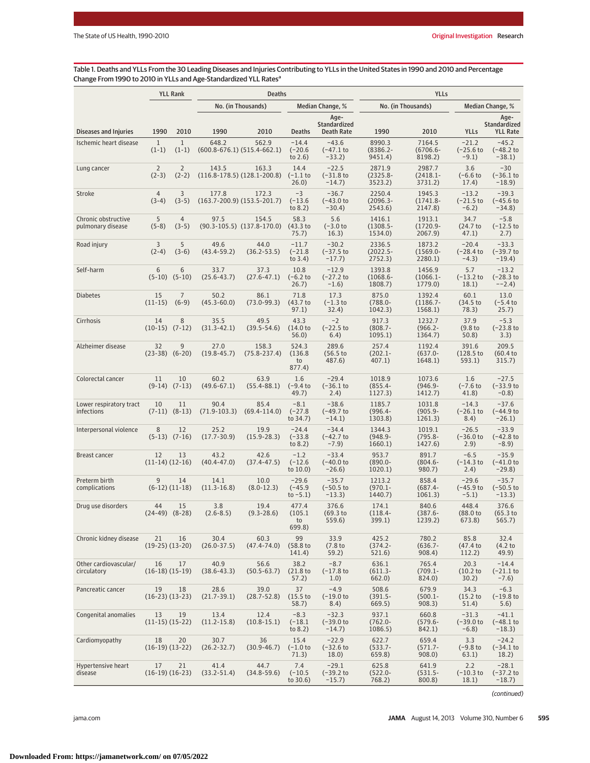Table 1. Deaths and YLLs From the 30 Leading Diseases and Injuries Contributing to YLLs in the United States in 1990 and 2010 and Percentage Change From 1990 to 2010 in YLLs and Age-Standardized YLL Rates[a]

| Diseases and Injuries | YLL Rank | | Deaths | | | | YLLs | | | |
|---|---|---|---|---|---|---|---|---|---|---|
| | | | No. (in Thousands) | | Median Change, % | | No. (in Thousands) | | Median Change, % | |
| | 1990 | 2010 | 1990 | 2010 | Deaths | Age-Standardized Death Rate | 1990 | 2010 | YLLs | Age-Standardized YLL Rate |
| Ischemic heart disease | 1 (1-1) | 1 (1-1) | 648.2 (600.8-676.1) | 562.9 (515.4-662.1) | −14.4 (−20.6 to 2.6) | −43.6 (−47.1 to −33.2) | 8990.3 (8386.2-9451.4) | 7164.5 (6706.6-8198.2) | −21.2 (−25.6 to −9.1) | −45.2 (−48.2 to −38.1) |
| Lung cancer | 2 (2-3) | 2 (2-2) | 143.5 (116.8-178.5) | 163.3 (128.1-200.8) | 14.4 (−1.1 to 26.0) | −22.5 (−31.8 to −14.7) | 2871.9 (2325.8-3523.2) | 2987.7 (2418.1-3731.2) | 3.6 (−6.6 to 17.4) | −30 (−36.1 to −18.9) |
| Stroke | 4 (3-4) | 3 (3-5) | 177.8 (163.7-209.7) | 172.3 (153.5-201.7) | −3 (−13.6 to 8.2) | −36.7 (−43.0 to −30.4) | 2250.4 (2096.3-2543.6) | 1945.3 (1741.8-2147.8) | −13.2 (−21.5 to −6.2) | −39.3 (−45.6 to −34.8) |
| Chronic obstructive pulmonary disease | 5 (5-8) | 4 (3-5) | 97.5 (90.3-105.5) | 154.5 (137.8-170.0) | 58.3 (43.3 to 75.7) | 5.6 (−3.0 to 16.3) | 1416.1 (1308.5-1534.0) | 1913.1 (1720.9-2067.9) | 34.7 (24.7 to 47.1) | −5.8 (−12.5 to 2.7) |
| Road injury | 3 (2-4) | 5 (3-6) | 49.6 (43.4-59.2) | 44.0 (36.2-53.5) | −11.7 (−21.8 to 3.4) | −30.2 (−37.5 to −17.7) | 2336.5 (2022.5-2752.3) | 1873.2 (1569.0-2280.1) | −20.4 (−28.4 to −4.3) | −33.3 (−39.7 to −19.4) |
| Self-harm | 6 (5-10) | 6 (5-10) | 33.7 (25.6-43.7) | 37.3 (27.6-47.1) | 10.8 (−6.2 to 26.7) | −12.9 (−27.2 to −1.6) | 1393.8 (1068.6-1808.7) | 1456.9 (1066.1-1779.0) | 5.7 (−13.2 to 18.1) | −13.2 (−28.3 to −−2.4) |
| Diabetes | 15 (11-15) | 7 (6-9) | 50.2 (45.3-60.0) | 86.1 (73.0-99.3) | 71.8 (43.7 to 97.1) | 17.3 (−1.3 to 32.4) | 875.0 (788.0-1042.3) | 1392.4 (1186.7-1568.1) | 60.1 (34.5 to 78.3) | 13.0 (−5.4 to 25.7) |
| Cirrhosis | 14 (10-15) | 8 (7-12) | 35.5 (31.3-42.1) | 49.5 (39.5-54.6) | 43.3 (14.0 to 56.0) | −2 (−22.5 to 6.4) | 917.3 (808.7-1095.1) | 1232.7 (966.2-1364.7) | 37.9 (9.8 to 50.8) | −5.3 (−23.8 to 3.3) |
| Alzheimer disease | 32 (23-38) | 9 (6-20) | 27.0 (19.8-45.7) | 158.3 (75.8-237.4) | 524.3 (136.8 to 877.4) | 289.6 (56.5 to 487.6) | 257.4 (202.1-407.1) | 1192.4 (637.0-1648.1) | 391.6 (128.5 to 593.1) | 209.5 (60.4 to 315.7) |
| Colorectal cancer | 11 (9-14) | 10 (7-13) | 60.2 (49.6-67.1) | 63.9 (55.4-88.1) | 1.6 (−9.4 to 49.7) | −29.4 (−36.1 to 2.4) | 1018.9 (855.4-1127.3) | 1073.6 (946.9-1412.7) | 1.6 (−7.6 to 41.8) | −27.5 (−33.9 to −0.8) |
| Lower respiratory tract infections | 10 (7-11) | 11 (8-13) | 90.4 (71.9-103.3) | 85.4 (69.4-114.0) | −8.1 (−27.8 to 34.7) | −38.6 (−49.7 to −14.1) | 1185.7 (996.4-1303.8) | 1031.8 (905.9-1261.3) | −14.3 (−26.1 to 8.4) | −37.6 (−44.9 to −26.1) |
| Interpersonal violence | 8 (5-13) | 12 (7-16) | 25.2 (17.7-30.9) | 19.9 (15.9-28.3) | −24.4 (−33.8 to 8.2) | −34.4 (−42.7 to −7.9) | 1344.3 (948.9-1660.1) | 1019.1 (795.8-1427.6) | −26.5 (−36.0 to 2.9) | −33.9 (−42.8 to −8.9) |
| Breast cancer | 12 (11-14) | 13 (12-16) | 43.2 (40.4-47.0) | 42.6 (37.4-47.5) | −1.2 (−12.6 to 10.0) | −33.4 (−40.0 to −26.6) | 953.7 (890.0-1020.1) | 891.7 (804.6-980.7) | −6.5 (−14.3 to 2.4) | −35.9 (−41.0 to −29.8) |
| Preterm birth complications | 9 (6-12) | 14 (11-18) | 14.1 (11.3-16.8) | 10.0 (8.0-12.3) | −29.6 (−45.9 to −5.1) | −35.7 (−50.5 to −13.3) | 1213.2 (970.1-1440.7) | 858.4 (687.4-1061.3) | −29.6 (−45.9 to −5.1) | −35.7 (−50.5 to −13.3) |
| Drug use disorders | 44 (24-49) | 15 (8-28) | 3.8 (2.6-8.5) | 19.4 (9.3-28.6) | 477.4 (105.1 to 699.8) | 376.6 (69.3 to 559.6) | 174.1 (118.4-399.1) | 840.6 (387.6-1239.2) | 448.4 (88.0 to 673.8) | 376.6 (65.3 to 565.7) |
| Chronic kidney disease | 21 (19-25) | 16 (13-20) | 30.4 (26.0-37.5) | 60.3 (47.4-74.0) | 99 (58.8 to 141.4) | 33.9 (7.8 to 59.2) | 425.2 (374.2-521.6) | 780.2 (636.7-908.4) | 85.8 (47.4 to 112.2) | 32.4 (4.2 to 49.9) |
| Other cardiovascular/circulatory | 16 (16-18) | 17 (15-19) | 40.9 (38.6-43.3) | 56.6 (50.5-63.7) | 38.2 (21.8 to 57.2) | −8.7 (−17.8 to 1.0) | 636.1 (611.3-662.0) | 765.4 (709.1-824.0) | 20.3 (10.2 to 30.2) | −14.4 (−21.1 to −7.6) |
| Pancreatic cancer | 19 (16-23) | 18 (13-23) | 28.6 (21.7-39.1) | 39.0 (28.7-52.8) | 37 (15.5 to 58.7) | −4.9 (−19.0 to 8.4) | 508.6 (391.5-669.5) | 679.9 (500.1-908.3) | 34.3 (15.2 to 51.4) | −6.3 (−19.8 to 5.6) |
| Congenital anomalies | 13 (11-15) | 19 (15-22) | 13.4 (11.2-15.8) | 12.4 (10.8-15.1) | −8.3 (−18.1 to 8.2) | −32.3 (−39.0 to −14.7) | 937.1 (762.0-1086.5) | 660.8 (579.6-842.1) | −31.3 (−39.0 to −6.8) | −41.1 (−48.1 to −18.3) |
| Cardiomyopathy | 18 (16-19) | 20 (13-22) | 30.7 (26.2-32.7) | 36 (30.9-46.7) | 15.4 (−1.0 to 71.3) | −22.9 (−32.6 to 18.0) | 622.7 (533.7-659.8) | 659.4 (571.7-908.0) | 3.3 (−9.8 to 63.1) | −24.2 (−34.1 to 18.2) |
| Hypertensive heart disease | 17 (16-19) | 21 (16-23) | 41.4 (33.2-51.4) | 44.7 (34.8-59.6) | 7.4 (−10.5 to 30.6) | −29.1 (−39.2 to −15.7) | 625.8 (522.0-768.2) | 641.9 (531.5-800.8) | 2.2 (−10.3 to 18.1) | −28.1 (−37.2 to −18.7) |

(continued)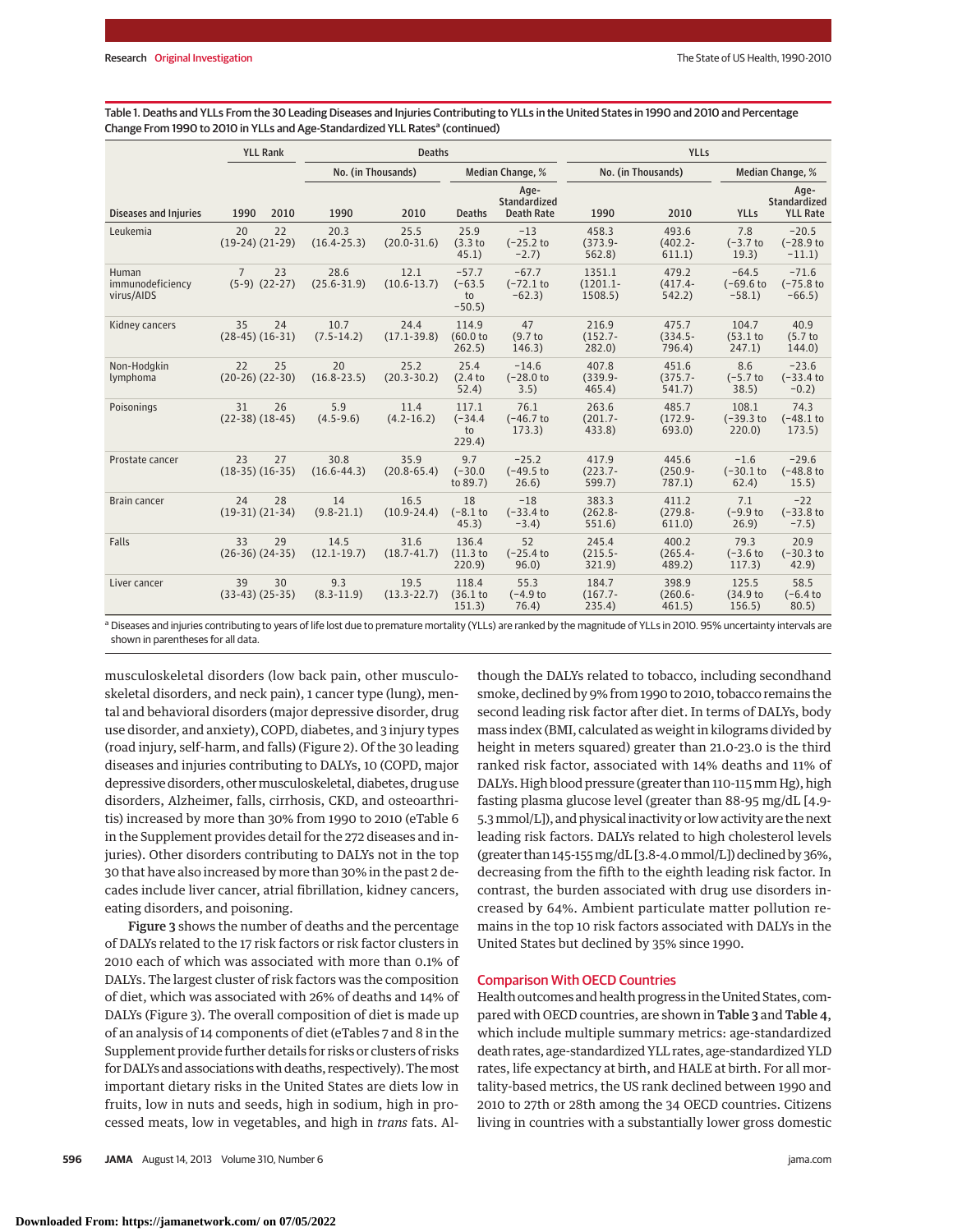Table 1. Deaths and YLLs From the 30 Leading Diseases and Injuries Contributing to YLLs in the United States in 1990 and 2010 and Percentage Change From 1990 to 2010 in YLLs and Age-Standardized YLL Rates[a] (continued)

| Diseases and Injuries | YLL Rank | | Deaths | | | | YLLs | | | |
|---|---|---|---|---|---|---|---|---|---|---|
| | | | No. (in Thousands) | | Median Change, % | | No. (in Thousands) | | Median Change, % | |
| | 1990 | 2010 | 1990 | 2010 | Deaths | Age-Standardized Death Rate | 1990 | 2010 | YLLs | Age-Standardized YLL Rate |
| Leukemia | 20 (19-24) | 22 (21-29) | 20.3 (16.4-25.3) | 25.5 (20.0-31.6) | 25.9 (3.3 to 45.1) | −13 (−25.2 to −2.7) | 458.3 (373.9-562.8) | 493.6 (402.2-611.1) | 7.8 (−3.7 to 19.3) | −20.5 (−28.9 to −11.1) |
| Human immunodeficiency virus/AIDS | 7 (5-9) | 23 (22-27) | 28.6 (25.6-31.9) | 12.1 (10.6-13.7) | −57.7 (−63.5 to −50.5) | −67.7 (−72.1 to −62.3) | 1351.1 (1201.1-1508.5) | 479.2 (417.4-542.2) | −64.5 (−69.6 to −58.1) | −71.6 (−75.8 to −66.5) |
| Kidney cancers | 35 (28-45) | 24 (16-31) | 10.7 (7.5-14.2) | 24.4 (17.1-39.8) | 114.9 (60.0 to 262.5) | 47 (9.7 to 146.3) | 216.9 (152.7-282.0) | 475.7 (334.5-796.4) | 104.7 (53.1 to 247.1) | 40.9 (5.7 to 144.0) |
| Non-Hodgkin lymphoma | 22 (20-26) | 25 (22-30) | 20 (16.8-23.5) | 25.2 (20.3-30.2) | 25.4 (2.4 to 52.4) | −14.6 (−28.0 to 3.5) | 407.8 (339.9-465.4) | 451.6 (375.7-541.7) | 8.6 (−5.7 to 38.5) | −23.6 (−33.4 to −0.2) |
| Poisonings | 31 (22-38) | 26 (18-45) | 5.9 (4.5-9.6) | 11.4 (4.2-16.2) | 117.1 (−34.4 to 229.4) | 76.1 (−46.7 to 173.3) | 263.6 (201.7-433.8) | 485.7 (172.9-693.0) | 108.1 (−39.3 to 220.0) | 74.3 (−48.1 to 173.5) |
| Prostate cancer | 23 (18-35) | 27 (16-35) | 30.8 (16.6-44.3) | 35.9 (20.8-65.4) | 9.7 (−30.0 to 89.7) | −25.2 (−49.5 to 26.6) | 417.9 (223.7-599.7) | 445.6 (250.9-787.1) | −1.6 (−30.1 to 62.4) | −29.6 (−48.8 to 15.5) |
| Brain cancer | 24 (19-31) | 28 (21-34) | 14 (9.8-21.1) | 16.5 (10.9-24.4) | 18 (−8.1 to 45.3) | −18 (−33.4 to −3.4) | 383.3 (262.8-551.6) | 411.2 (279.8-611.0) | 7.1 (−9.9 to 26.9) | −22 (−33.8 to −7.5) |
| Falls | 33 (26-36) | 29 (24-35) | 14.5 (12.1-19.7) | 31.6 (18.7-41.7) | 136.4 (11.3 to 220.9) | 52 (−25.4 to 96.0) | 245.4 (215.5-321.9) | 400.2 (265.4-489.2) | 79.3 (−3.6 to 117.3) | 20.9 (−30.3 to 42.9) |
| Liver cancer | 39 (33-43) | 30 (25-35) | 9.3 (8.3-11.9) | 19.5 (13.3-22.7) | 118.4 (36.1 to 151.3) | 55.3 (−4.9 to 76.4) | 184.7 (167.7-235.4) | 398.9 (260.6-461.5) | 125.5 (34.9 to 156.5) | 58.5 (−6.4 to 80.5) |

[a] Diseases and injuries contributing to years of life lost due to premature mortality (YLLs) are ranked by the magnitude of YLLs in 2010. 95% uncertainty intervals are shown in parentheses for all data.

musculoskeletal disorders (low back pain, other musculoskeletal disorders, and neck pain), 1 cancer type (lung), mental and behavioral disorders (major depressive disorder, drug use disorder, and anxiety), COPD, diabetes, and 3 injury types (road injury, self-harm, and falls) (Figure 2). Of the 30 leading diseases and injuries contributing to DALYs, 10 (COPD, major depressive disorders, other musculoskeletal, diabetes, drug use disorders, Alzheimer, falls, cirrhosis, CKD, and osteoarthritis) increased by more than 30% from 1990 to 2010 (eTable 6 in the Supplement provides detail for the 272 diseases and injuries). Other disorders contributing to DALYs not in the top 30 that have also increased by more than 30% in the past 2 decades include liver cancer, atrial fibrillation, kidney cancers, eating disorders, and poisoning.

**Figure 3** shows the number of deaths and the percentage of DALYs related to the 17 risk factors or risk factor clusters in 2010 each of which was associated with more than 0.1% of DALYs. The largest cluster of risk factors was the composition of diet, which was associated with 26% of deaths and 14% of DALYs (Figure 3). The overall composition of diet is made up of an analysis of 14 components of diet (eTables 7 and 8 in the Supplement provide further details for risks or clusters of risks for DALYs and associations with deaths, respectively). The most important dietary risks in the United States are diets low in fruits, low in nuts and seeds, high in sodium, high in processed meats, low in vegetables, and high in *trans* fats. Although the DALYs related to tobacco, including secondhand smoke, declined by 9% from 1990 to 2010, tobacco remains the second leading risk factor after diet. In terms of DALYs, body mass index (BMI, calculated as weight in kilograms divided by height in meters squared) greater than 21.0-23.0 is the third ranked risk factor, associated with 14% deaths and 11% of DALYs. High blood pressure (greater than 110-115 mm Hg), high fasting plasma glucose level (greater than 88-95 mg/dL [4.9-5.3 mmol/L]), and physical inactivity or low activity are the next leading risk factors. DALYs related to high cholesterol levels (greater than 145-155 mg/dL [3.8-4.0 mmol/L]) declined by 36%, decreasing from the fifth to the eighth leading risk factor. In contrast, the burden associated with drug use disorders increased by 64%. Ambient particulate matter pollution remains in the top 10 risk factors associated with DALYs in the United States but declined by 35% since 1990.

## Comparison With OECD Countries

Health outcomes and health progress in the United States, compared with OECD countries, are shown in **Table 3** and **Table 4**, which include multiple summary metrics: age-standardized death rates, age-standardized YLL rates, age-standardized YLD rates, life expectancy at birth, and HALE at birth. For all mortality-based metrics, the US rank declined between 1990 and 2010 to 27th or 28th among the 34 OECD countries. Citizens living in countries with a substantially lower gross domestic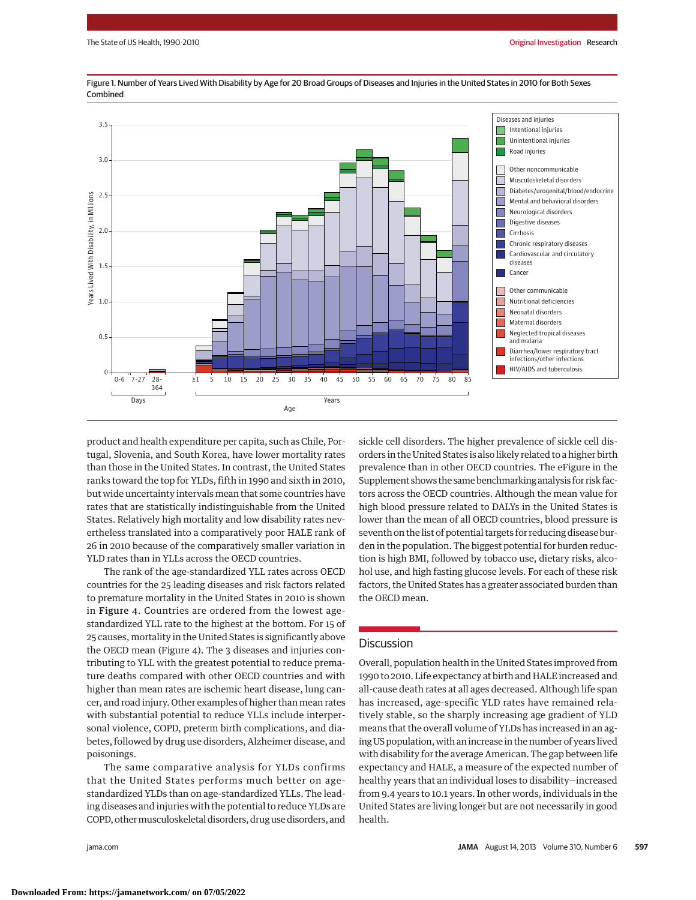Figure 1. Number of Years Lived With Disability by Age for 20 Broad Groups of Diseases and Injuries in the United States in 2010 for Both Sexes Combined

Years Lived With Disability, in Millions

3.5
3.0
2.5
2.0
1.5
1.0
0.5
0

0-6 7-27 28-364 ≥1 5 10 15 20 25 30 35 40 45 50 55 60 65 70 75 80 85

Days

Years

Age

Diseases and injuries
Intentional injuries
Unintentional injuries
Road injuries
Other noncommunicable
Musculoskeletal disorders
Diabetes/urogenital/blood/endocrine
Mental and behavioral disorders
Neurological disorders
Digestive diseases
Cirrhosis
Chronic respiratory diseases
Cardiovascular and circulatory diseases
Cancer
Other communicable
Nutritional deficiencies
Neonatal disorders
Maternal disorders
Neglected tropical diseases and malaria
Diarrhea/lower respiratory tract infections/other infections
HIV/AIDS and tuberculosis

product and health expenditure per capita, such as Chile, Portugal, Slovenia, and South Korea, have lower mortality rates than those in the United States. In contrast, the United States ranks toward the top for YLDs, fifth in 1990 and sixth in 2010, but wide uncertainty intervals mean that some countries have rates that are statistically indistinguishable from the United States. Relatively high mortality and low disability rates nevertheless translated into a comparatively poor HALE rank of 26 in 2010 because of the comparatively smaller variation in YLD rates than in YLLs across the OECD countries.

The rank of the age-standardized YLL rates across OECD countries for the 25 leading diseases and risk factors related to premature mortality in the United States in 2010 is shown in **Figure 4**. Countries are ordered from the lowest age-standardized YLL rate to the highest at the bottom. For 15 of 25 causes, mortality in the United States is significantly above the OECD mean (Figure 4). The 3 diseases and injuries contributing to YLL with the greatest potential to reduce premature deaths compared with other OECD countries and with higher than mean rates are ischemic heart disease, lung cancer, and road injury. Other examples of higher than mean rates with substantial potential to reduce YLLs include interpersonal violence, COPD, preterm birth complications, and diabetes, followed by drug use disorders, Alzheimer disease, and poisonings.

The same comparative analysis for YLDs confirms that the United States performs much better on age-standardized YLDs than on age-standardized YLLs. The leading diseases and injuries with the potential to reduce YLDs are COPD, other musculoskeletal disorders, drug use disorders, and sickle cell disorders. The higher prevalence of sickle cell disorders in the United States is also likely related to a higher birth prevalence than in other OECD countries. The eFigure in the Supplement shows the same benchmarking analysis for risk factors across the OECD countries. Although the mean value for high blood pressure related to DALYs in the United States is lower than the mean of all OECD countries, blood pressure is seventh on the list of potential targets for reducing disease burden in the population. The biggest potential for burden reduction is high BMI, followed by tobacco use, dietary risks, alcohol use, and high fasting glucose levels. For each of these risk factors, the United States has a greater associated burden than the OECD mean.

## Discussion

Overall, population health in the United States improved from 1990 to 2010. Life expectancy at birth and HALE increased and all-cause death rates at all ages decreased. Although life span has increased, age-specific YLD rates have remained relatively stable, so the sharply increasing age gradient of YLD means that the overall volume of YLDs has increased in an aging US population, with an increase in the number of years lived with disability for the average American. The gap between life expectancy and HALE, a measure of the expected number of healthy years that an individual loses to disability—increased from 9.4 years to 10.1 years. In other words, individuals in the United States are living longer but are not necessarily in good health.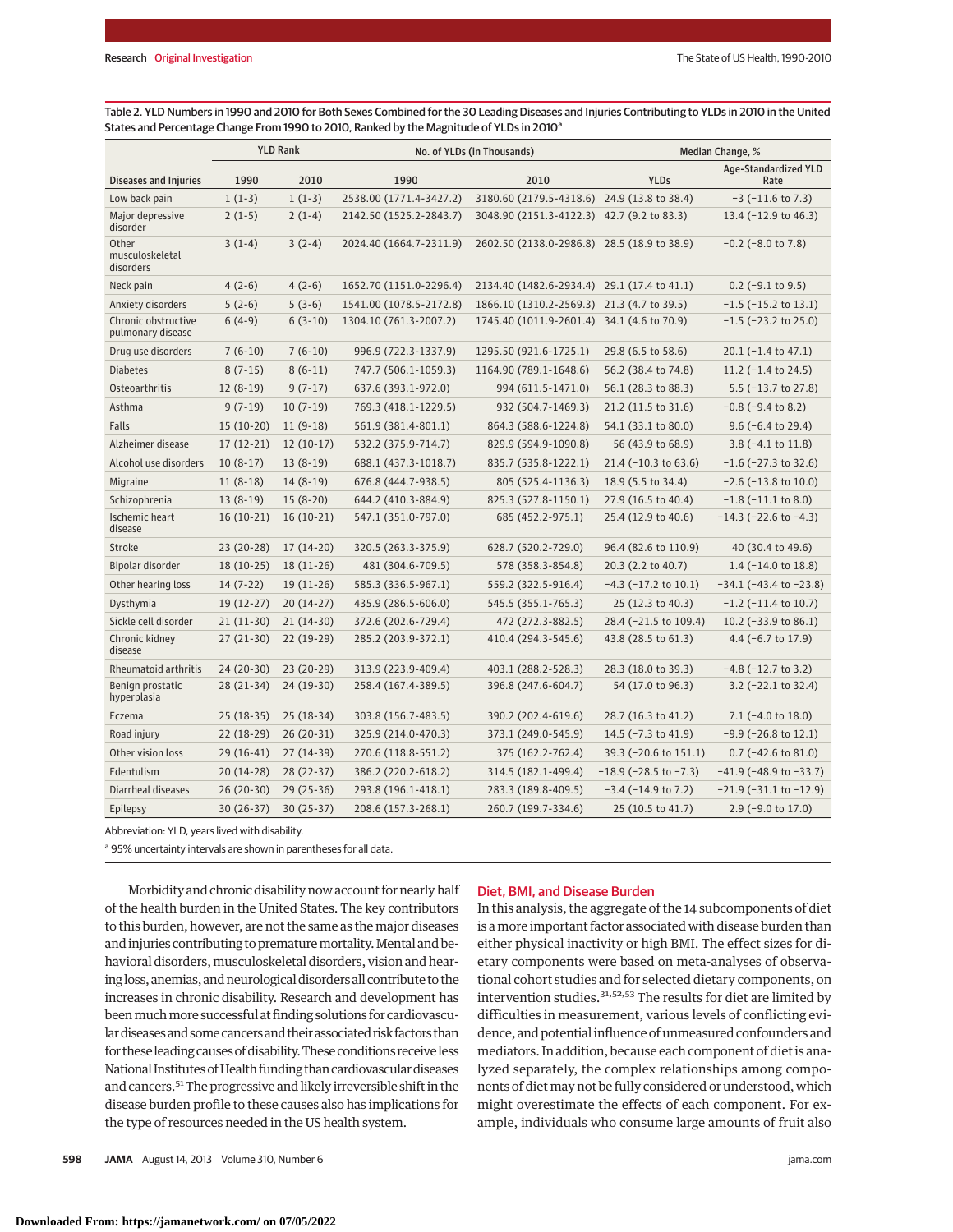Table 2. YLD Numbers in 1990 and 2010 for Both Sexes Combined for the 30 Leading Diseases and Injuries Contributing to YLDs in 2010 in the United States and Percentage Change From 1990 to 2010, Ranked by the Magnitude of YLDs in 2010[a]

| Diseases and Injuries | YLD Rank | | No. of YLDs (in Thousands) | | Median Change, % | |
|---|---|---|---|---|---|---|
| | 1990 | 2010 | 1990 | 2010 | YLDs | Age-Standardized YLD Rate |
| Low back pain | 1 (1-3) | 1 (1-3) | 2538.00 (1771.4-3427.2) | 3180.60 (2179.5-4318.6) | 24.9 (13.8 to 38.4) | −3 (−11.6 to 7.3) |
| Major depressive disorder | 2 (1-5) | 2 (1-4) | 2142.50 (1525.2-2843.7) | 3048.90 (2151.3-4122.3) | 42.7 (9.2 to 83.3) | 13.4 (−12.9 to 46.3) |
| Other musculoskeletal disorders | 3 (1-4) | 3 (2-4) | 2024.40 (1664.7-2311.9) | 2602.50 (2138.0-2986.8) | 28.5 (18.9 to 38.9) | −0.2 (−8.0 to 7.8) |
| Neck pain | 4 (2-6) | 4 (2-6) | 1652.70 (1151.0-2296.4) | 2134.40 (1482.6-2934.4) | 29.1 (17.4 to 41.1) | 0.2 (−9.1 to 9.5) |
| Anxiety disorders | 5 (2-6) | 5 (3-6) | 1541.00 (1078.5-2172.8) | 1866.10 (1310.2-2569.3) | 21.3 (4.7 to 39.5) | −1.5 (−15.2 to 13.1) |
| Chronic obstructive pulmonary disease | 6 (4-9) | 6 (3-10) | 1304.10 (761.3-2007.2) | 1745.40 (1011.9-2601.4) | 34.1 (4.6 to 70.9) | −1.5 (−23.2 to 25.0) |
| Drug use disorders | 7 (6-10) | 7 (6-10) | 996.9 (722.3-1337.9) | 1295.50 (921.6-1725.1) | 29.8 (6.5 to 58.6) | 20.1 (−1.4 to 47.1) |
| Diabetes | 8 (7-15) | 8 (6-11) | 747.7 (506.1-1059.3) | 1164.90 (789.1-1648.6) | 56.2 (38.4 to 74.8) | 11.2 (−1.4 to 24.5) |
| Osteoarthritis | 12 (8-19) | 9 (7-17) | 637.6 (393.1-972.0) | 994 (611.5-1471.0) | 56.1 (28.3 to 88.3) | 5.5 (−13.7 to 27.8) |
| Asthma | 9 (7-19) | 10 (7-19) | 769.3 (418.1-1229.5) | 932 (504.7-1469.3) | 21.2 (11.5 to 31.6) | −0.8 (−9.4 to 8.2) |
| Falls | 15 (10-20) | 11 (9-18) | 561.9 (381.4-801.1) | 864.3 (588.6-1224.8) | 54.1 (33.1 to 80.0) | 9.6 (−6.4 to 29.4) |
| Alzheimer disease | 17 (12-21) | 12 (10-17) | 532.2 (375.9-714.7) | 829.9 (594.9-1090.8) | 56 (43.9 to 68.9) | 3.8 (−4.1 to 11.8) |
| Alcohol use disorders | 10 (8-17) | 13 (8-19) | 688.1 (437.3-1018.7) | 835.7 (535.8-1222.1) | 21.4 (−10.3 to 63.6) | −1.6 (−27.3 to 32.6) |
| Migraine | 11 (8-18) | 14 (8-19) | 676.8 (444.7-938.5) | 805 (525.4-1136.3) | 18.9 (5.5 to 34.4) | −2.6 (−13.8 to 10.0) |
| Schizophrenia | 13 (8-19) | 15 (8-20) | 644.2 (410.3-884.9) | 825.3 (527.8-1150.1) | 27.9 (16.5 to 40.4) | −1.8 (−11.1 to 8.0) |
| Ischemic heart disease | 16 (10-21) | 16 (10-21) | 547.1 (351.0-797.0) | 685 (452.2-975.1) | 25.4 (12.9 to 40.6) | −14.3 (−22.6 to −4.3) |
| Stroke | 23 (20-28) | 17 (14-20) | 320.5 (263.3-375.9) | 628.7 (520.2-729.0) | 96.4 (82.6 to 110.9) | 40 (30.4 to 49.6) |
| Bipolar disorder | 18 (10-25) | 18 (11-26) | 481 (304.6-709.5) | 578 (358.3-854.8) | 20.3 (2.2 to 40.7) | 1.4 (−14.0 to 18.8) |
| Other hearing loss | 14 (7-22) | 19 (11-26) | 585.3 (336.5-967.1) | 559.2 (322.5-916.4) | −4.3 (−17.2 to 10.1) | −34.1 (−43.4 to −23.8) |
| Dysthymia | 19 (12-27) | 20 (14-27) | 435.9 (286.5-606.0) | 545.5 (355.1-765.3) | 25 (12.3 to 40.3) | −1.2 (−11.4 to 10.7) |
| Sickle cell disorder | 21 (11-30) | 21 (14-30) | 372.6 (202.6-729.4) | 472 (272.3-882.5) | 28.4 (−21.5 to 109.4) | 10.2 (−33.9 to 86.1) |
| Chronic kidney disease | 27 (21-30) | 22 (19-29) | 285.2 (203.9-372.1) | 410.4 (294.3-545.6) | 43.8 (28.5 to 61.3) | 4.4 (−6.7 to 17.9) |
| Rheumatoid arthritis | 24 (20-30) | 23 (20-29) | 313.9 (223.9-409.4) | 403.1 (288.2-528.3) | 28.3 (18.0 to 39.3) | −4.8 (−12.7 to 3.2) |
| Benign prostatic hyperplasia | 28 (21-34) | 24 (19-30) | 258.4 (167.4-389.5) | 396.8 (247.6-604.7) | 54 (17.0 to 96.3) | 3.2 (−22.1 to 32.4) |
| Eczema | 25 (18-35) | 25 (18-34) | 303.8 (156.7-483.5) | 390.2 (202.4-619.6) | 28.7 (16.3 to 41.2) | 7.1 (−4.0 to 18.0) |
| Road injury | 22 (18-29) | 26 (20-31) | 325.9 (214.0-470.3) | 373.1 (249.0-545.9) | 14.5 (−7.3 to 41.9) | −9.9 (−26.8 to 12.1) |
| Other vision loss | 29 (16-41) | 27 (14-39) | 270.6 (118.8-551.2) | 375 (162.2-762.4) | 39.3 (−20.6 to 151.1) | 0.7 (−42.6 to 81.0) |
| Edentulism | 20 (14-28) | 28 (22-37) | 386.2 (220.2-618.2) | 314.5 (182.1-499.4) | −18.9 (−28.5 to −7.3) | −41.9 (−48.9 to −33.7) |
| Diarrheal diseases | 26 (20-30) | 29 (25-36) | 293.8 (196.1-418.1) | 283.3 (189.8-409.5) | −3.4 (−14.9 to 7.2) | −21.9 (−31.1 to −12.9) |
| Epilepsy | 30 (26-37) | 30 (25-37) | 208.6 (157.3-268.1) | 260.7 (199.7-334.6) | 25 (10.5 to 41.7) | 2.9 (−9.0 to 17.0) |

Abbreviation: YLD, years lived with disability.

[a] 95% uncertainty intervals are shown in parentheses for all data.

Morbidity and chronic disability now account for nearly half of the health burden in the United States. The key contributors to this burden, however, are not the same as the major diseases and injuries contributing to premature mortality. Mental and behavioral disorders, musculoskeletal disorders, vision and hearing loss, anemias, and neurological disorders all contribute to the increases in chronic disability. Research and development has been much more successful at finding solutions for cardiovascular diseases and some cancers and their associated risk factors than for these leading causes of disability. These conditions receive less National Institutes of Health funding than cardiovascular diseases and cancers.[51] The progressive and likely irreversible shift in the disease burden profile to these causes also has implications for the type of resources needed in the US health system.

## Diet, BMI, and Disease Burden

In this analysis, the aggregate of the 14 subcomponents of diet is a more important factor associated with disease burden than either physical inactivity or high BMI. The effect sizes for dietary components were based on meta-analyses of observational cohort studies and for selected dietary components, on intervention studies.[31,52,53] The results for diet are limited by difficulties in measurement, various levels of conflicting evidence, and potential influence of unmeasured confounders and mediators. In addition, because each component of diet is analyzed separately, the complex relationships among components of diet may not be fully considered or understood, which might overestimate the effects of each component. For example, individuals who consume large amounts of fruit also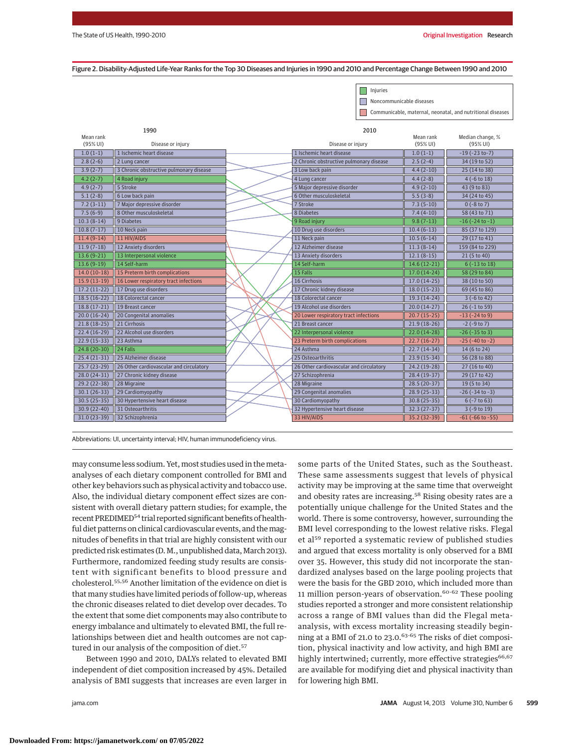Figure 2. Disability-Adjusted Life-Year Ranks for the Top 30 Diseases and Injuries in 1990 and 2010 and Percentage Change Between 1990 and 2010

Legend: Injuries; Noncommunicable diseases; Communicable, maternal, neonatal, and nutritional diseases

| 1990 Mean rank (95% UI) | 1990 Disease or injury | 2010 Disease or injury | 2010 Mean rank (95% UI) | Median change, % (95% UI) |
|---|---|---|---|---|
| 1.0 (1-1) | 1 Ischemic heart disease | 1 Ischemic heart disease | 1.0 (1-1) | -19 (-23 to -7) |
| 2.8 (2-6) | 2 Lung cancer | 2 Chronic obstructive pulmonary disease | 2.5 (2-4) | 34 (19 to 52) |
| 3.9 (2-7) | 3 Chronic obstructive pulmonary disease | 3 Low back pain | 4.4 (2-10) | 25 (14 to 38) |
| 4.2 (2-7) | 4 Road injury | 4 Lung cancer | 4.4 (2-8) | 4 (-6 to 18) |
| 4.9 (2-7) | 5 Stroke | 5 Major depressive disorder | 4.9 (2-10) | 43 (9 to 83) |
| 5.1 (2-8) | 6 Low back pain | 6 Other musculoskeletal | 5.5 (3-8) | 34 (24 to 45) |
| 7.2 (3-11) | 7 Major depressive disorder | 7 Stroke | 7.3 (5-10) | 0 (-8 to 7) |
| 7.5 (6-9) | 8 Other musculoskeletal | 8 Diabetes | 7.4 (4-10) | 58 (43 to 71) |
| 10.3 (8-14) | 9 Diabetes | 9 Road injury | 9.8 (7-13) | -16 (-24 to -1) |
| 10.8 (7-17) | 10 Neck pain | 10 Drug use disorders | 10.4 (6-13) | 85 (37 to 129) |
| 11.4 (9-14) | 11 HIV/AIDS | 11 Neck pain | 10.5 (6-14) | 29 (17 to 41) |
| 11.9 (7-18) | 12 Anxiety disorders | 12 Alzheimer disease | 11.3 (8-14) | 159 (84 to 229) |
| 13.6 (9-21) | 13 Interpersonal violence | 13 Anxiety disorders | 12.1 (8-15) | 21 (5 to 40) |
| 13.6 (9-19) | 14 Self-harm | 14 Self-harm | 14.6 (12-21) | 6 (-13 to 18) |
| 14.0 (10-18) | 15 Preterm birth complications | 15 Falls | 17.0 (14-24) | 58 (29 to 84) |
| 15.9 (13-19) | 16 Lower respiratory tract infections | 16 Cirrhosis | 17.0 (14-25) | 38 (10 to 50) |
| 17.2 (11-22) | 17 Drug use disorders | 17 Chronic kidney disease | 18.0 (15-23) | 69 (45 to 86) |
| 18.5 (16-22) | 18 Colorectal cancer | 18 Colorectal cancer | 19.3 (14-24) | 3 (-6 to 42) |
| 18.8 (17-21) | 19 Breast cancer | 19 Alcohol use disorders | 20.0 (14-27) | 26 (-1 to 59) |
| 20.0 (16-24) | 20 Congenital anomalies | 20 Lower respiratory tract infections | 20.7 (15-25) | -13 (-24 to 9) |
| 21.8 (18-25) | 21 Cirrhosis | 21 Breast cancer | 21.9 (18-26) | -2 (-9 to 7) |
| 22.4 (16-29) | 22 Alcohol use disorders | 22 Interpersonal violence | 22.0 (14-28) | -26 (-35 to 3) |
| 22.9 (15-33) | 23 Asthma | 23 Preterm birth complications | 22.7 (16-27) | -25 (-40 to -2) |
| 24.8 (20-30) | 24 Falls | 24 Asthma | 22.7 (14-34) | 14 (6 to 24) |
| 25.4 (21-31) | 25 Alzheimer disease | 25 Osteoarthritis | 23.9 (15-34) | 56 (28 to 88) |
| 25.7 (23-29) | 26 Other cardiovascular and circulatory | 26 Other cardiovascular and circulatory | 24.2 (19-28) | 27 (16 to 40) |
| 28.0 (24-31) | 27 Chronic kidney disease | 27 Schizophrenia | 28.4 (19-37) | 29 (17 to 42) |
| 29.2 (22-38) | 28 Migraine | 28 Migraine | 28.5 (20-37) | 19 (5 to 34) |
| 30.1 (26-33) | 29 Cardiomyopathy | 29 Congenital anomalies | 28.9 (25-33) | -26 (-34 to -3) |
| 30.5 (25-35) | 30 Hypertensive heart disease | 30 Cardiomyopathy | 30.8 (25-35) | 6 (-7 to 63) |
| 30.9 (22-40) | 31 Osteoarthritis | 32 Hypertensive heart disease | 32.3 (27-37) | 3 (-9 to 19) |
| 31.0 (23-39) | 32 Schizophrenia | 33 HIV/AIDS | 35.2 (32-39) | -61 (-66 to -55) |

Abbreviations: UI, uncertainty interval; HIV, human immunodeficiency virus.

may consume less sodium. Yet, most studies used in the meta-analyses of each dietary component controlled for BMI and other key behaviors such as physical activity and tobacco use. Also, the individual dietary component effect sizes are consistent with overall dietary pattern studies; for example, the recent PREDIMED[54] trial reported significant benefits of healthful diet patterns on clinical cardiovascular events, and the magnitudes of benefits in that trial are highly consistent with our predicted risk estimates (D. M., unpublished data, March 2013). Furthermore, randomized feeding study results are consistent with significant benefits to blood pressure and cholesterol.[55,56] Another limitation of the evidence on diet is that many studies have limited periods of follow-up, whereas the chronic diseases related to diet develop over decades. To the extent that some diet components may also contribute to energy imbalance and ultimately to elevated BMI, the full relationships between diet and health outcomes are not captured in our analysis of the composition of diet.[57]

Between 1990 and 2010, DALYs related to elevated BMI independent of diet composition increased by 45%. Detailed analysis of BMI suggests that increases are even larger in some parts of the United States, such as the Southeast. These same assessments suggest that levels of physical activity may be improving at the same time that overweight and obesity rates are increasing.[58] Rising obesity rates are a potentially unique challenge for the United States and the world. There is some controversy, however, surrounding the BMI level corresponding to the lowest relative risks. Flegal et al[59] reported a systematic review of published studies and argued that excess mortality is only observed for a BMI over 35. However, this study did not incorporate the standardized analyses based on the large pooling projects that were the basis for the GBD 2010, which included more than 11 million person-years of observation.[60-62] These pooling studies reported a stronger and more consistent relationship across a range of BMI values than did the Flegal meta-analysis, with excess mortality increasing steadily beginning at a BMI of 21.0 to 23.0.[63-65] The risks of diet composition, physical inactivity and low activity, and high BMI are highly intertwined; currently, more effective strategies[66,67] are available for modifying diet and physical inactivity than for lowering high BMI.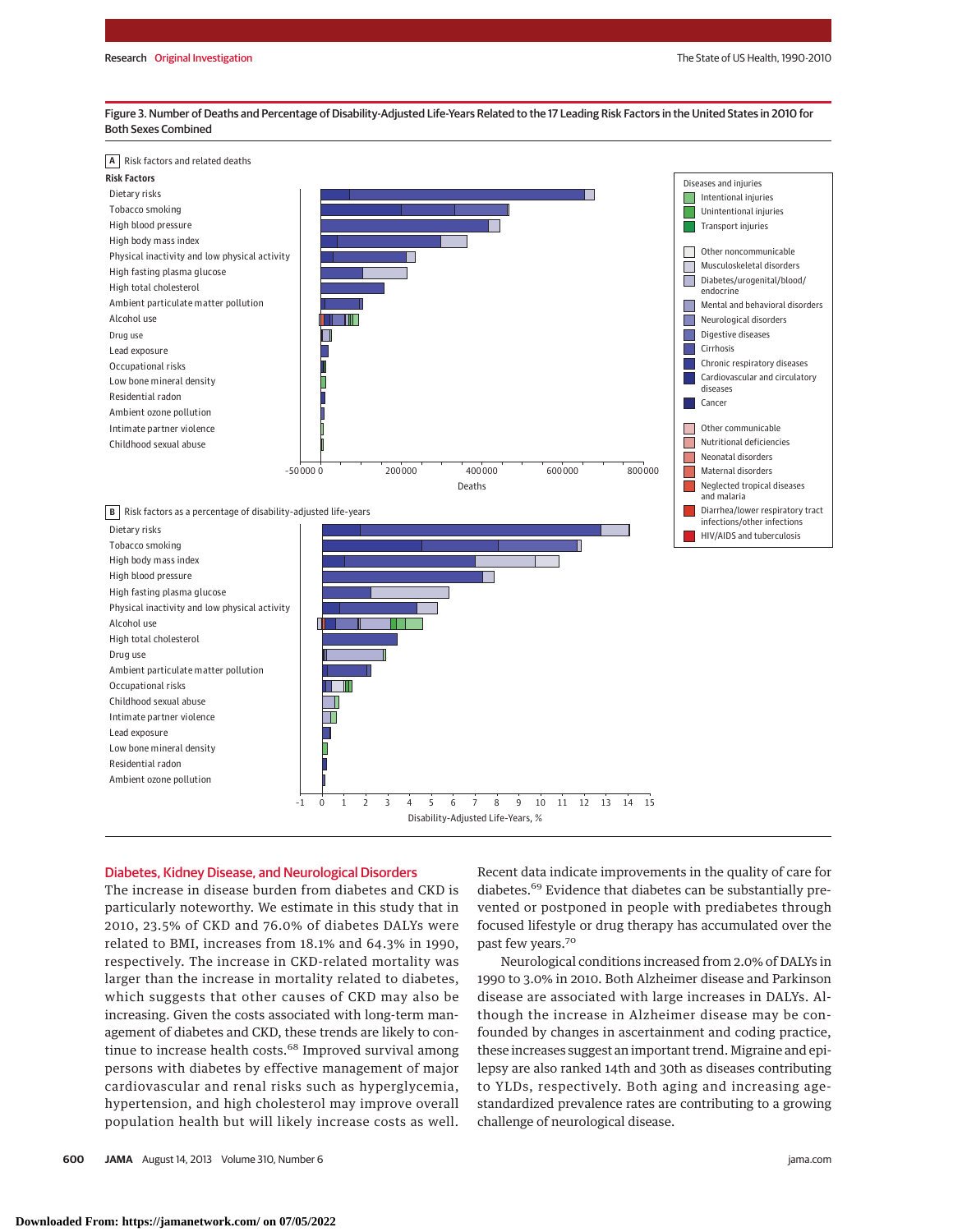Figure 3. Number of Deaths and Percentage of Disability-Adjusted Life-Years Related to the 17 Leading Risk Factors in the United States in 2010 for Both Sexes Combined

## Diabetes, Kidney Disease, and Neurological Disorders

The increase in disease burden from diabetes and CKD is particularly noteworthy. We estimate in this study that in 2010, 23.5% of CKD and 76.0% of diabetes DALYs were related to BMI, increases from 18.1% and 64.3% in 1990, respectively. The increase in CKD-related mortality was larger than the increase in mortality related to diabetes, which suggests that other causes of CKD may also be increasing. Given the costs associated with long-term management of diabetes and CKD, these trends are likely to continue to increase health costs.[68] Improved survival among persons with diabetes by effective management of major cardiovascular and renal risks such as hyperglycemia, hypertension, and high cholesterol may improve overall population health but will likely increase costs as well. Recent data indicate improvements in the quality of care for diabetes.[69] Evidence that diabetes can be substantially prevented or postponed in people with prediabetes through focused lifestyle or drug therapy has accumulated over the past few years.[70]

Neurological conditions increased from 2.0% of DALYs in 1990 to 3.0% in 2010. Both Alzheimer disease and Parkinson disease are associated with large increases in DALYs. Although the increase in Alzheimer disease may be confounded by changes in ascertainment and coding practice, these increases suggest an important trend. Migraine and epilepsy are also ranked 14th and 30th as diseases contributing to YLDs, respectively. Both aging and increasing age-standardized prevalence rates are contributing to a growing challenge of neurological disease.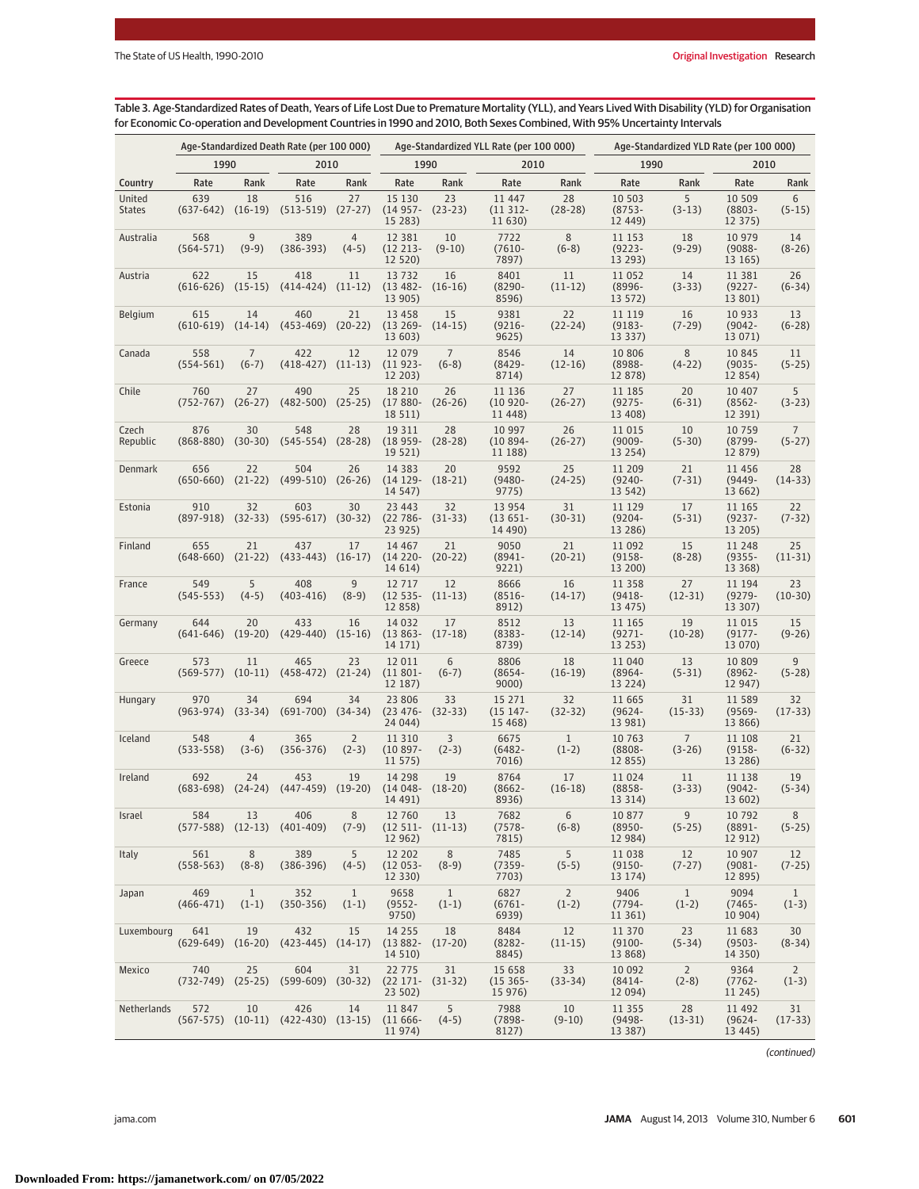Table 3. Age-Standardized Rates of Death, Years of Life Lost Due to Premature Mortality (YLL), and Years Lived With Disability (YLD) for Organisation for Economic Co-operation and Development Countries in 1990 and 2010, Both Sexes Combined, With 95% Uncertainty Intervals

| | Age-Standardized Death Rate (per 100 000) | | | | Age-Standardized YLL Rate (per 100 000) | | | | Age-Standardized YLD Rate (per 100 000) | | | |
|---|---|---|---|---|---|---|---|---|---|---|---|---|
| | 1990 | | 2010 | | 1990 | | 2010 | | 1990 | | 2010 | |
| Country | Rate | Rank | Rate | Rank | Rate | Rank | Rate | Rank | Rate | Rank | Rate | Rank |
| United States | 639 (637-642) | 18 (16-19) | 516 (513-519) | 27 (27-27) | 15 130 (14 957-15 283) | 23 (23-23) | 11 447 (11 312-11 630) | 28 (28-28) | 10 503 (8753-12 449) | 5 (3-13) | 10 509 (8803-12 375) | 6 (5-15) |
| Australia | 568 (564-571) | 9 (9-9) | 389 (386-393) | 4 (4-5) | 12 381 (12 213-12 520) | 10 (9-10) | 7722 (7610-7897) | 8 (6-8) | 11 153 (9223-13 293) | 18 (9-29) | 10 979 (9088-13 165) | 14 (8-26) |
| Austria | 622 (616-626) | 15 (15-15) | 418 (414-424) | 11 (11-12) | 13 732 (13 482-13 905) | 16 (16-16) | 8401 (8290-8596) | 11 (11-12) | 11 052 (8996-13 572) | 14 (3-33) | 11 381 (9227-13 801) | 26 (6-34) |
| Belgium | 615 (610-619) | 14 (14-14) | 460 (453-469) | 21 (20-22) | 13 458 (13 269-13 603) | 15 (14-15) | 9381 (9216-9625) | 22 (22-24) | 11 119 (9183-13 337) | 16 (7-29) | 10 933 (9042-13 071) | 13 (6-28) |
| Canada | 558 (554-561) | 7 (6-7) | 422 (418-427) | 12 (11-13) | 12 079 (11 923-12 203) | 7 (6-8) | 8546 (8429-8714) | 14 (12-16) | 10 806 (8988-12 878) | 8 (4-22) | 10 845 (9035-12 854) | 11 (5-25) |
| Chile | 760 (752-767) | 27 (26-27) | 490 (482-500) | 25 (25-25) | 18 210 (17 880-18 511) | 26 (26-26) | 11 136 (10 920-11 448) | 27 (26-27) | 11 185 (9275-13 408) | 20 (6-31) | 10 407 (8562-12 391) | 5 (3-23) |
| Czech Republic | 876 (868-880) | 30 (30-30) | 548 (545-554) | 28 (28-28) | 19 311 (18 959-19 521) | 28 (28-28) | 10 997 (10 894-11 188) | 26 (26-27) | 11 015 (9009-13 254) | 10 (5-30) | 10 759 (8799-12 879) | 7 (5-27) |
| Denmark | 656 (650-660) | 22 (21-22) | 504 (499-510) | 26 (26-26) | 14 383 (14 129-14 547) | 20 (18-21) | 9592 (9480-9775) | 25 (24-25) | 11 209 (9240-13 542) | 21 (7-31) | 11 456 (9449-13 662) | 28 (14-33) |
| Estonia | 910 (897-918) | 32 (32-33) | 603 (595-617) | 30 (30-32) | 23 443 (22 786-23 925) | 32 (31-33) | 13 954 (13 651-14 490) | 31 (30-31) | 11 129 (9204-13 286) | 17 (5-31) | 11 165 (9237-13 205) | 22 (7-32) |
| Finland | 655 (648-660) | 21 (21-22) | 437 (433-443) | 17 (16-17) | 14 467 (14 220-14 614) | 21 (20-22) | 9050 (8941-9221) | 21 (20-21) | 11 092 (9158-13 200) | 15 (8-28) | 11 248 (9355-13 368) | 25 (11-31) |
| France | 549 (545-553) | 5 (4-5) | 408 (403-416) | 9 (8-9) | 12 717 (12 535-12 858) | 12 (11-13) | 8666 (8516-8912) | 16 (14-17) | 11 358 (9418-13 475) | 27 (12-31) | 11 194 (9279-13 307) | 23 (10-30) |
| Germany | 644 (641-646) | 20 (19-20) | 433 (429-440) | 16 (15-16) | 14 032 (13 863-14 171) | 17 (17-18) | 8512 (8383-8739) | 13 (12-14) | 11 165 (9271-13 253) | 19 (10-28) | 11 015 (9177-13 070) | 15 (9-26) |
| Greece | 573 (569-577) | 11 (10-11) | 465 (458-472) | 23 (21-24) | 12 011 (11 801-12 187) | 6 (6-7) | 8806 (8654-9000) | 18 (16-19) | 11 040 (8964-13 224) | 13 (5-31) | 10 809 (8962-12 947) | 9 (5-28) |
| Hungary | 970 (963-974) | 34 (33-34) | 694 (691-700) | 34 (34-34) | 23 806 (23 476-24 044) | 33 (32-33) | 15 271 (15 147-15 468) | 32 (32-32) | 11 665 (9624-13 981) | 31 (15-33) | 11 589 (9569-13 866) | 32 (17-33) |
| Iceland | 548 (533-558) | 4 (3-6) | 365 (356-376) | 2 (2-3) | 11 310 (10 897-11 575) | 3 (2-3) | 6675 (6482-7016) | 1 (1-2) | 10 763 (8808-12 855) | 7 (3-26) | 11 108 (9158-13 286) | 21 (6-32) |
| Ireland | 692 (683-698) | 24 (24-24) | 453 (447-459) | 19 (19-20) | 14 298 (14 048-14 491) | 19 (18-20) | 8764 (8662-8936) | 17 (16-18) | 11 024 (8858-13 314) | 11 (3-33) | 11 138 (9042-13 602) | 19 (5-34) |
| Israel | 584 (577-588) | 13 (12-13) | 406 (401-409) | 8 (7-9) | 12 760 (12 511-12 962) | 13 (11-13) | 7682 (7578-7815) | 6 (6-8) | 10 877 (8950-12 984) | 9 (5-25) | 10 792 (8891-12 912) | 8 (5-25) |
| Italy | 561 (558-563) | 8 (8-8) | 389 (386-396) | 5 (4-5) | 12 202 (12 053-12 330) | 8 (8-9) | 7485 (7359-7703) | 5 (5-5) | 11 038 (9150-13 174) | 12 (7-27) | 10 907 (9081-12 895) | 12 (7-25) |
| Japan | 469 (466-471) | 1 (1-1) | 352 (350-356) | 1 (1-1) | 9658 (9552-9750) | 1 (1-1) | 6827 (6761-6939) | 2 (1-2) | 9406 (7794-11 361) | 1 (1-2) | 9094 (7465-10 904) | 1 (1-3) |
| Luxembourg | 641 (629-649) | 19 (16-20) | 432 (423-445) | 15 (14-17) | 14 255 (13 882-14 510) | 18 (17-20) | 8484 (8282-8845) | 12 (11-15) | 11 370 (9100-13 868) | 23 (5-34) | 11 683 (9503-14 350) | 30 (8-34) |
| Mexico | 740 (732-749) | 25 (25-25) | 604 (599-609) | 31 (30-32) | 22 775 (22 171-23 502) | 31 (31-32) | 15 658 (15 365-15 976) | 33 (33-34) | 10 092 (8414-12 094) | 2 (2-8) | 9364 (7762-11 245) | 2 (1-3) |
| Netherlands | 572 (567-575) | 10 (10-11) | 426 (422-430) | 14 (13-15) | 11 847 (11 666-11 974) | 5 (4-5) | 7988 (7898-8127) | 10 (9-10) | 11 355 (9498-13 387) | 28 (13-31) | 11 492 (9624-13 445) | 31 (17-33) |

*(continued)*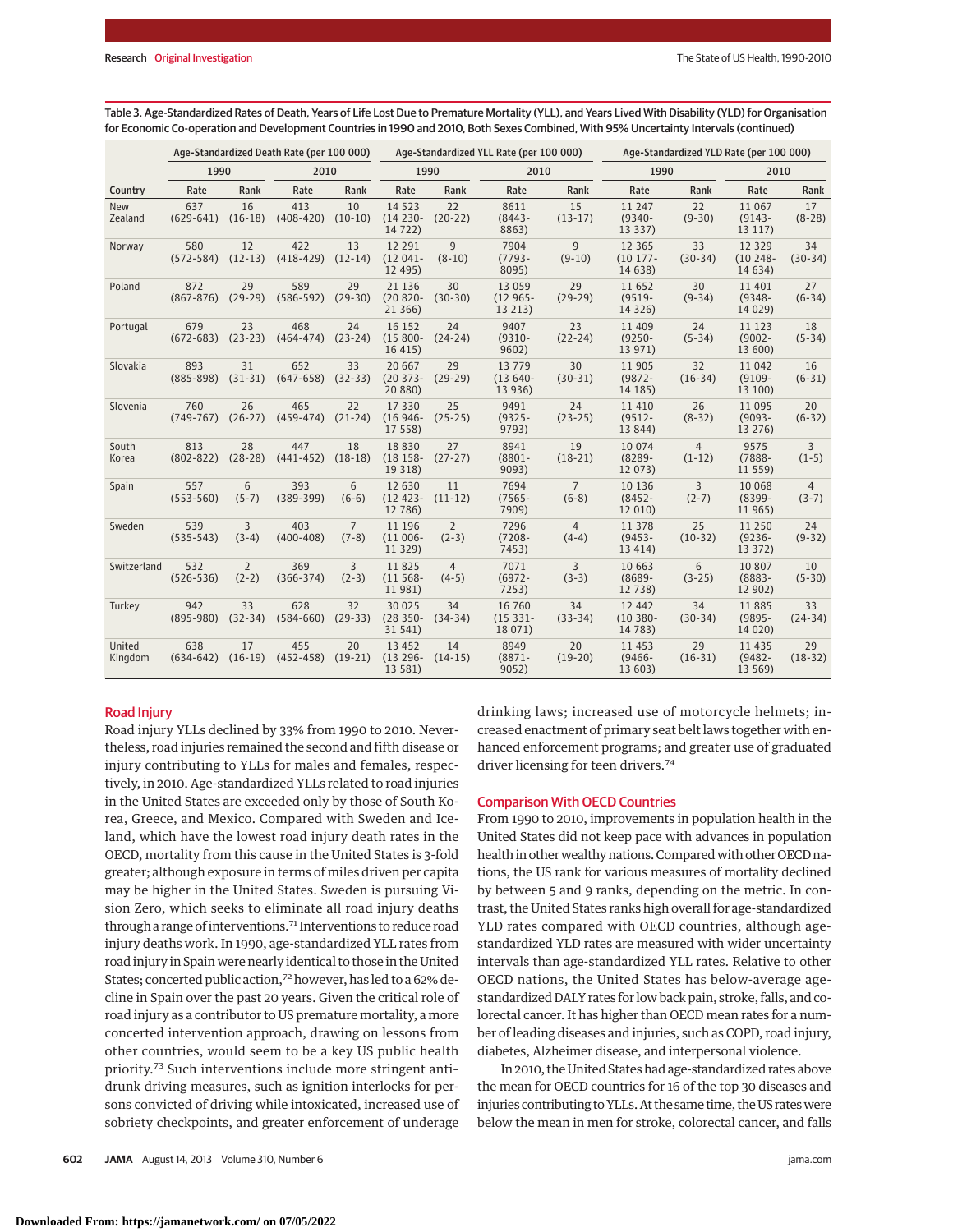Table 3. Age-Standardized Rates of Death, Years of Life Lost Due to Premature Mortality (YLL), and Years Lived With Disability (YLD) for Organisation for Economic Co-operation and Development Countries in 1990 and 2010, Both Sexes Combined, With 95% Uncertainty Intervals (continued)

| Country | Age-Standardized Death Rate (per 100 000) | | | | Age-Standardized YLL Rate (per 100 000) | | | | Age-Standardized YLD Rate (per 100 000) | | | |
|---|---|---|---|---|---|---|---|---|---|---|---|---|
| | 1990 | | 2010 | | 1990 | | 2010 | | 1990 | | 2010 | |
| | Rate | Rank | Rate | Rank | Rate | Rank | Rate | Rank | Rate | Rank | Rate | Rank |
| New Zealand | 637 (629-641) | 16 (16-18) | 413 (408-420) | 10 (10-10) | 14 523 (14 230-14 722) | 22 (20-22) | 8611 (8443-8863) | 15 (13-17) | 11 247 (9340-13 337) | 22 (9-30) | 11 067 (9143-13 117) | 17 (8-28) |
| Norway | 580 (572-584) | 12 (12-13) | 422 (418-429) | 13 (12-14) | 12 291 (12 041-12 495) | 9 (8-10) | 7904 (7793-8095) | 9 (9-10) | 12 365 (10 177-14 638) | 33 (30-34) | 12 329 (10 248-14 634) | 34 (30-34) |
| Poland | 872 (867-876) | 29 (29-29) | 589 (586-592) | 29 (29-30) | 21 136 (20 820-21 366) | 30 (30-30) | 13 059 (12 965-13 213) | 29 (29-29) | 11 652 (9519-14 326) | 30 (9-34) | 11 401 (9348-14 029) | 27 (6-34) |
| Portugal | 679 (672-683) | 23 (23-23) | 468 (464-474) | 24 (23-24) | 16 152 (15 800-16 415) | 24 (24-24) | 9407 (9310-9602) | 23 (22-24) | 11 409 (9250-13 971) | 24 (5-34) | 11 123 (9002-13 600) | 18 (5-34) |
| Slovakia | 893 (885-898) | 31 (31-31) | 652 (647-658) | 33 (32-33) | 20 667 (20 373-20 880) | 29 (29-29) | 13 779 (13 640-13 936) | 30 (30-31) | 11 905 (9872-14 185) | 32 (16-34) | 11 042 (9109-13 100) | 16 (6-31) |
| Slovenia | 760 (749-767) | 26 (26-27) | 465 (459-474) | 22 (21-24) | 17 330 (16 946-17 558) | 25 (25-25) | 9491 (9325-9793) | 24 (23-25) | 11 410 (9512-13 844) | 26 (8-32) | 11 095 (9093-13 276) | 20 (6-32) |
| South Korea | 813 (802-822) | 28 (28-28) | 447 (441-452) | 18 (18-18) | 18 830 (18 158-19 318) | 27 (27-27) | 8941 (8801-9093) | 19 (18-21) | 10 074 (8289-12 073) | 4 (1-12) | 9575 (7888-11 559) | 3 (1-5) |
| Spain | 557 (553-560) | 6 (5-7) | 393 (389-399) | 6 (6-6) | 12 630 (12 423-12 786) | 11 (11-12) | 7694 (7565-7909) | 7 (6-8) | 10 136 (8452-12 010) | 3 (2-7) | 10 068 (8399-11 965) | 4 (3-7) |
| Sweden | 539 (535-543) | 3 (3-4) | 403 (400-408) | 7 (7-8) | 11 196 (11 006-11 329) | 2 (2-3) | 7296 (7208-7453) | 4 (4-4) | 11 378 (9453-13 414) | 25 (10-32) | 11 250 (9236-13 372) | 24 (9-32) |
| Switzerland | 532 (526-536) | 2 (2-2) | 369 (366-374) | 3 (2-3) | 11 825 (11 568-11 981) | 4 (4-5) | 7071 (6972-7253) | 3 (3-3) | 10 663 (8689-12 738) | 6 (3-25) | 10 807 (8883-12 902) | 10 (5-30) |
| Turkey | 942 (895-980) | 33 (32-34) | 628 (584-660) | 32 (29-33) | 30 025 (28 350-31 541) | 34 (34-34) | 16 760 (15 331-18 071) | 34 (33-34) | 12 442 (10 380-14 783) | 34 (30-34) | 11 885 (9895-14 020) | 33 (24-34) |
| United Kingdom | 638 (634-642) | 17 (16-19) | 455 (452-458) | 20 (19-21) | 13 452 (13 296-13 581) | 14 (14-15) | 8949 (8871-9052) | 20 (19-20) | 11 453 (9466-13 603) | 29 (16-31) | 11 435 (9482-13 569) | 29 (18-32) |

## Road Injury

Road injury YLLs declined by 33% from 1990 to 2010. Nevertheless, road injuries remained the second and fifth disease or injury contributing to YLLs for males and females, respectively, in 2010. Age-standardized YLLs related to road injuries in the United States are exceeded only by those of South Korea, Greece, and Mexico. Compared with Sweden and Iceland, which have the lowest road injury death rates in the OECD, mortality from this cause in the United States is 3-fold greater; although exposure in terms of miles driven per capita may be higher in the United States. Sweden is pursuing Vision Zero, which seeks to eliminate all road injury deaths through a range of interventions.[71] Interventions to reduce road injury deaths work. In 1990, age-standardized YLL rates from road injury in Spain were nearly identical to those in the United States; concerted public action,[72] however, has led to a 62% decline in Spain over the past 20 years. Given the critical role of road injury as a contributor to US premature mortality, a more concerted intervention approach, drawing on lessons from other countries, would seem to be a key US public health priority.[73] Such interventions include more stringent anti-drunk driving measures, such as ignition interlocks for persons convicted of driving while intoxicated, increased use of sobriety checkpoints, and greater enforcement of underage drinking laws; increased use of motorcycle helmets; increased enactment of primary seat belt laws together with enhanced enforcement programs; and greater use of graduated driver licensing for teen drivers.[74]

## Comparison With OECD Countries

From 1990 to 2010, improvements in population health in the United States did not keep pace with advances in population health in other wealthy nations. Compared with other OECD nations, the US rank for various measures of mortality declined by between 5 and 9 ranks, depending on the metric. In contrast, the United States ranks high overall for age-standardized YLD rates compared with OECD countries, although age-standardized YLD rates are measured with wider uncertainty intervals than age-standardized YLL rates. Relative to other OECD nations, the United States has below-average age-standardized DALY rates for low back pain, stroke, falls, and colorectal cancer. It has higher than OECD mean rates for a number of leading diseases and injuries, such as COPD, road injury, diabetes, Alzheimer disease, and interpersonal violence.

In 2010, the United States had age-standardized rates above the mean for OECD countries for 16 of the top 30 diseases and injuries contributing to YLLs. At the same time, the US rates were below the mean in men for stroke, colorectal cancer, and falls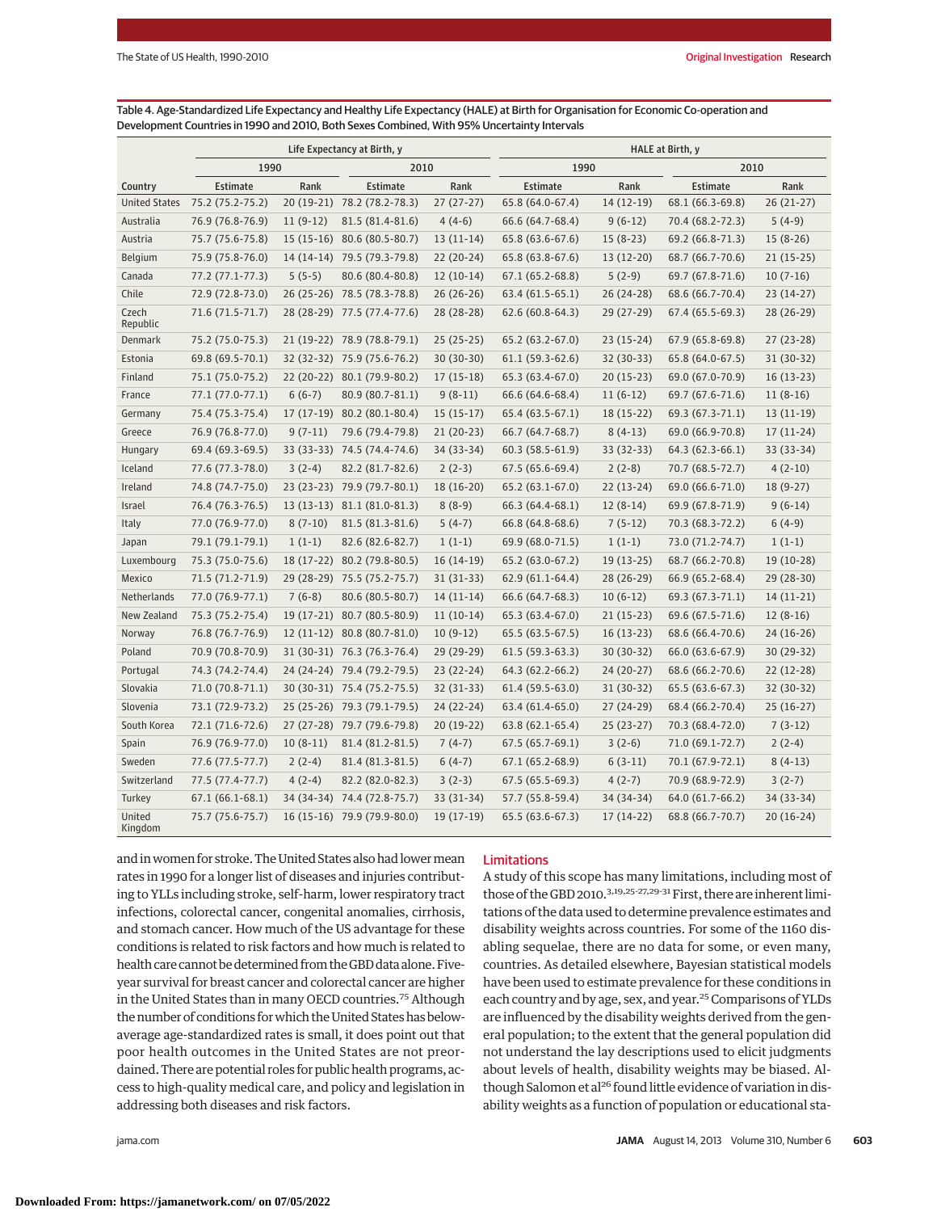Table 4. Age-Standardized Life Expectancy and Healthy Life Expectancy (HALE) at Birth for Organisation for Economic Co-operation and Development Countries in 1990 and 2010, Both Sexes Combined, With 95% Uncertainty Intervals

| | Life Expectancy at Birth, y | | | | HALE at Birth, y | | | |
|---|---|---|---|---|---|---|---|---|
| | 1990 | | 2010 | | 1990 | | 2010 | |
| Country | Estimate | Rank | Estimate | Rank | Estimate | Rank | Estimate | Rank |
| United States | 75.2 (75.2-75.2) | 20 (19-21) | 78.2 (78.2-78.3) | 27 (27-27) | 65.8 (64.0-67.4) | 14 (12-19) | 68.1 (66.3-69.8) | 26 (21-27) |
| Australia | 76.9 (76.8-76.9) | 11 (9-12) | 81.5 (81.4-81.6) | 4 (4-6) | 66.6 (64.7-68.4) | 9 (6-12) | 70.4 (68.2-72.3) | 5 (4-9) |
| Austria | 75.7 (75.6-75.8) | 15 (15-16) | 80.6 (80.5-80.7) | 13 (11-14) | 65.8 (63.6-67.6) | 15 (8-23) | 69.2 (66.8-71.3) | 15 (8-26) |
| Belgium | 75.9 (75.8-76.0) | 14 (14-14) | 79.5 (79.3-79.8) | 22 (20-24) | 65.8 (63.8-67.6) | 13 (12-20) | 68.7 (66.7-70.6) | 21 (15-25) |
| Canada | 77.2 (77.1-77.3) | 5 (5-5) | 80.6 (80.4-80.8) | 12 (10-14) | 67.1 (65.2-68.8) | 5 (2-9) | 69.7 (67.8-71.6) | 10 (7-16) |
| Chile | 72.9 (72.8-73.0) | 26 (25-26) | 78.5 (78.3-78.8) | 26 (26-26) | 63.4 (61.5-65.1) | 26 (24-28) | 68.6 (66.7-70.4) | 23 (14-27) |
| Czech Republic | 71.6 (71.5-71.7) | 28 (28-29) | 77.5 (77.4-77.6) | 28 (28-28) | 62.6 (60.8-64.3) | 29 (27-29) | 67.4 (65.5-69.3) | 28 (26-29) |
| Denmark | 75.2 (75.0-75.3) | 21 (19-22) | 78.9 (78.8-79.1) | 25 (25-25) | 65.2 (63.2-67.0) | 23 (15-24) | 67.9 (65.8-69.8) | 27 (23-28) |
| Estonia | 69.8 (69.5-70.1) | 32 (32-32) | 75.9 (75.6-76.2) | 30 (30-30) | 61.1 (59.3-62.6) | 32 (30-33) | 65.8 (64.0-67.5) | 31 (30-32) |
| Finland | 75.1 (75.0-75.2) | 22 (20-22) | 80.1 (79.9-80.2) | 17 (15-18) | 65.3 (63.4-67.0) | 20 (15-23) | 69.0 (67.0-70.9) | 16 (13-23) |
| France | 77.1 (77.0-77.1) | 6 (6-7) | 80.9 (80.7-81.1) | 9 (8-11) | 66.6 (64.6-68.4) | 11 (6-12) | 69.7 (67.6-71.6) | 11 (8-16) |
| Germany | 75.4 (75.3-75.4) | 17 (17-19) | 80.2 (80.1-80.4) | 15 (15-17) | 65.4 (63.5-67.1) | 18 (15-22) | 69.3 (67.3-71.1) | 13 (11-19) |
| Greece | 76.9 (76.8-77.0) | 9 (7-11) | 79.6 (79.4-79.8) | 21 (20-23) | 66.7 (64.7-68.7) | 8 (4-13) | 69.0 (66.9-70.8) | 17 (11-24) |
| Hungary | 69.4 (69.3-69.5) | 33 (33-33) | 74.5 (74.4-74.6) | 34 (33-34) | 60.3 (58.5-61.9) | 33 (32-33) | 64.3 (62.3-66.1) | 33 (33-34) |
| Iceland | 77.6 (77.3-78.0) | 3 (2-4) | 82.2 (81.7-82.6) | 2 (2-3) | 67.5 (65.6-69.4) | 2 (2-8) | 70.7 (68.5-72.7) | 4 (2-10) |
| Ireland | 74.8 (74.7-75.0) | 23 (23-23) | 79.9 (79.7-80.1) | 18 (16-20) | 65.2 (63.1-67.0) | 22 (13-24) | 69.0 (66.6-71.0) | 18 (9-27) |
| Israel | 76.4 (76.3-76.5) | 13 (13-13) | 81.1 (81.0-81.3) | 8 (8-9) | 66.3 (64.4-68.1) | 12 (8-14) | 69.9 (67.8-71.9) | 9 (6-14) |
| Italy | 77.0 (76.9-77.0) | 8 (7-10) | 81.5 (81.3-81.6) | 5 (4-7) | 66.8 (64.8-68.6) | 7 (5-12) | 70.3 (68.3-72.2) | 6 (4-9) |
| Japan | 79.1 (79.1-79.1) | 1 (1-1) | 82.6 (82.6-82.7) | 1 (1-1) | 69.9 (68.0-71.5) | 1 (1-1) | 73.0 (71.2-74.7) | 1 (1-1) |
| Luxembourg | 75.3 (75.0-75.6) | 18 (17-22) | 80.2 (79.8-80.5) | 16 (14-19) | 65.2 (63.0-67.2) | 19 (13-25) | 68.7 (66.2-70.8) | 19 (10-28) |
| Mexico | 71.5 (71.2-71.9) | 29 (28-29) | 75.5 (75.2-75.7) | 31 (31-33) | 62.9 (61.1-64.4) | 28 (26-29) | 66.9 (65.2-68.4) | 29 (28-30) |
| Netherlands | 77.0 (76.9-77.1) | 7 (6-8) | 80.6 (80.5-80.7) | 14 (11-14) | 66.6 (64.7-68.3) | 10 (6-12) | 69.3 (67.3-71.1) | 14 (11-21) |
| New Zealand | 75.3 (75.2-75.4) | 19 (17-21) | 80.7 (80.5-80.9) | 11 (10-14) | 65.3 (63.4-67.0) | 21 (15-23) | 69.6 (67.5-71.6) | 12 (8-16) |
| Norway | 76.8 (76.7-76.9) | 12 (11-12) | 80.8 (80.7-81.0) | 10 (9-12) | 65.5 (63.5-67.5) | 16 (13-23) | 68.6 (66.4-70.6) | 24 (16-26) |
| Poland | 70.9 (70.8-70.9) | 31 (30-31) | 76.3 (76.3-76.4) | 29 (29-29) | 61.5 (59.3-63.3) | 30 (30-32) | 66.0 (63.6-67.9) | 30 (29-32) |
| Portugal | 74.3 (74.2-74.4) | 24 (24-24) | 79.4 (79.2-79.5) | 23 (22-24) | 64.3 (62.2-66.2) | 24 (20-27) | 68.6 (66.2-70.6) | 22 (12-28) |
| Slovakia | 71.0 (70.8-71.1) | 30 (30-31) | 75.4 (75.2-75.5) | 32 (31-33) | 61.4 (59.5-63.0) | 31 (30-32) | 65.5 (63.6-67.3) | 32 (30-32) |
| Slovenia | 73.1 (72.9-73.2) | 25 (25-26) | 79.3 (79.1-79.5) | 24 (22-24) | 63.4 (61.4-65.0) | 27 (24-29) | 68.4 (66.2-70.4) | 25 (16-27) |
| South Korea | 72.1 (71.6-72.6) | 27 (27-28) | 79.7 (79.6-79.8) | 20 (19-22) | 63.8 (62.1-65.4) | 25 (23-27) | 70.3 (68.4-72.0) | 7 (3-12) |
| Spain | 76.9 (76.9-77.0) | 10 (8-11) | 81.4 (81.2-81.5) | 7 (4-7) | 67.5 (65.7-69.1) | 3 (2-6) | 71.0 (69.1-72.7) | 2 (2-4) |
| Sweden | 77.6 (77.5-77.7) | 2 (2-4) | 81.4 (81.3-81.5) | 6 (4-7) | 67.1 (65.2-68.9) | 6 (3-11) | 70.1 (67.9-72.1) | 8 (4-13) |
| Switzerland | 77.5 (77.4-77.7) | 4 (2-4) | 82.2 (82.0-82.3) | 3 (2-3) | 67.5 (65.5-69.3) | 4 (2-7) | 70.9 (68.9-72.9) | 3 (2-7) |
| Turkey | 67.1 (66.1-68.1) | 34 (34-34) | 74.4 (72.8-75.7) | 33 (31-34) | 57.7 (55.8-59.4) | 34 (34-34) | 64.0 (61.7-66.2) | 34 (33-34) |
| United Kingdom | 75.7 (75.6-75.7) | 16 (15-16) | 79.9 (79.9-80.0) | 19 (17-19) | 65.5 (63.6-67.3) | 17 (14-22) | 68.8 (66.7-70.7) | 20 (16-24) |

and in women for stroke. The United States also had lower mean rates in 1990 for a longer list of diseases and injuries contributing to YLLs including stroke, self-harm, lower respiratory tract infections, colorectal cancer, congenital anomalies, cirrhosis, and stomach cancer. How much of the US advantage for these conditions is related to risk factors and how much is related to health care cannot be determined from the GBD data alone. Five-year survival for breast cancer and colorectal cancer are higher in the United States than in many OECD countries.[75] Although the number of conditions for which the United States has below-average age-standardized rates is small, it does point out that poor health outcomes in the United States are not preordained. There are potential roles for public health programs, access to high-quality medical care, and policy and legislation in addressing both diseases and risk factors.

## Limitations

A study of this scope has many limitations, including most of those of the GBD 2010.[3,19,25-27,29-31] First, there are inherent limitations of the data used to determine prevalence estimates and disability weights across countries. For some of the 1160 disabling sequelae, there are no data for some, or even many, countries. As detailed elsewhere, Bayesian statistical models have been used to estimate prevalence for these conditions in each country and by age, sex, and year.[25] Comparisons of YLDs are influenced by the disability weights derived from the general population; to the extent that the general population did not understand the lay descriptions used to elicit judgments about levels of health, disability weights may be biased. Although Salomon et al[26] found little evidence of variation in disability weights as a function of population or educational sta-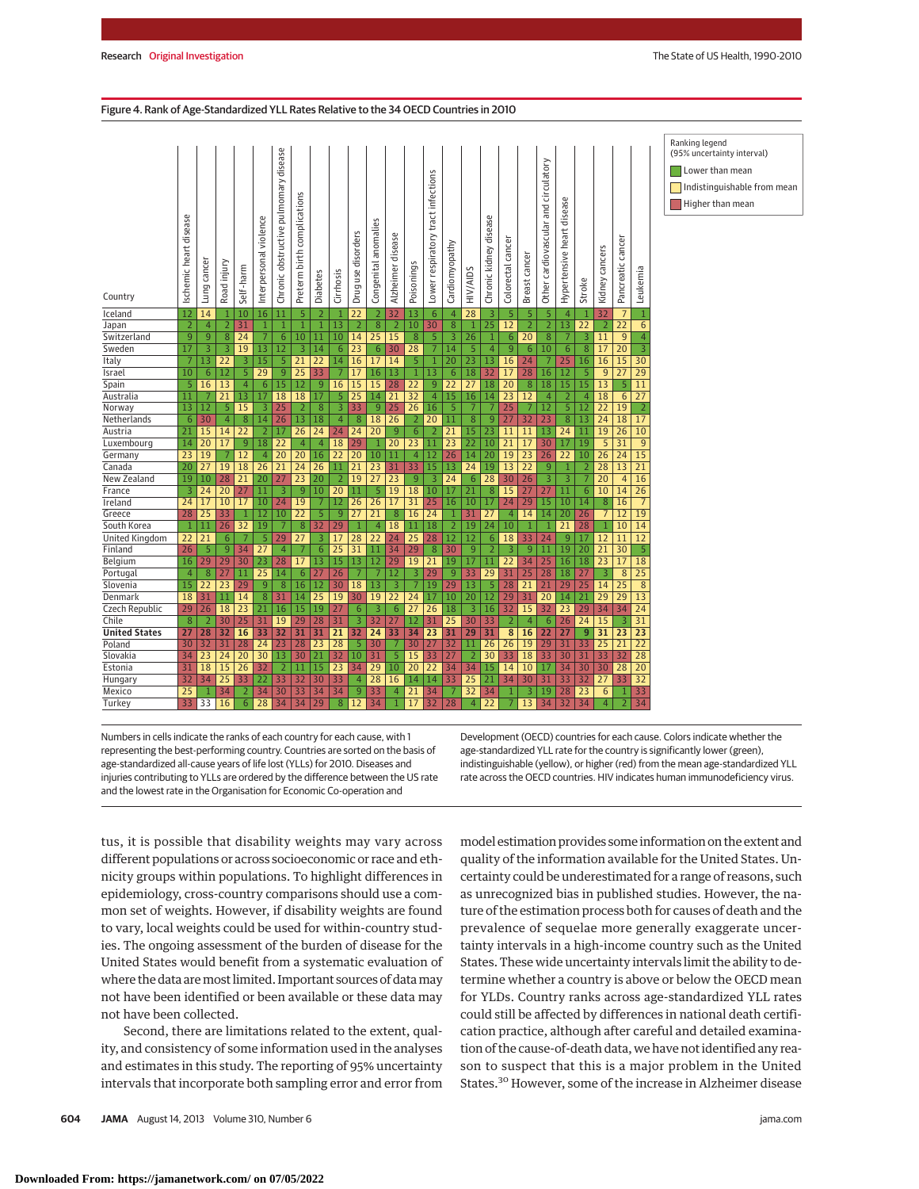Figure 4. Rank of Age-Standardized YLL Rates Relative to the 34 OECD Countries in 2010

| Country | Ischemic heart disease | Lung cancer | Road injury | Self-harm | Interpersonal violence | Chronic obstructive pulmonary disease | Preterm birth complications | Diabetes | Cirrhosis | Drug use disorders | Congenital anomalies | Alzheimer disease | Poisonings | Lower respiratory tract infections | Cardiomyopathy | HIV/AIDS | Chronic kidney disease | Colorectal cancer | Breast cancer | Other cardiovascular and circulatory | Hypertensive heart disease | Stroke | Kidney cancers | Pancreatic cancer | Leukemia |
|---|---|---|---|---|---|---|---|---|---|---|---|---|---|---|---|---|---|---|---|---|---|---|---|---|---|
| Iceland | 12 | 14 | 1 | 10 | 16 | 11 | 5 | 2 | 1 | 22 | 2 | 32 | 13 | 6 | 4 | 28 | 3 | 5 | 5 | 5 | 4 | 1 | 32 | 7 | 1 |
| Japan | 2 | 4 | 2 | 31 | 1 | 1 | 1 | 1 | 13 | 2 | 8 | 2 | 10 | 30 | 8 | 1 | 25 | 12 | 2 | 2 | 13 | 22 | 2 | 22 | 6 |
| Switzerland | 9 | 9 | 8 | 24 | 7 | 6 | 10 | 11 | 10 | 14 | 25 | 15 | 8 | 5 | 3 | 26 | 1 | 6 | 20 | 8 | 7 | 3 | 11 | 9 | 4 |
| Sweden | 17 | 3 | 3 | 19 | 13 | 12 | 3 | 14 | 6 | 23 | 6 | 30 | 28 | 7 | 14 | 5 | 4 | 9 | 6 | 10 | 6 | 8 | 17 | 20 | 3 |
| Italy | 7 | 13 | 22 | 3 | 15 | 5 | 21 | 22 | 14 | 16 | 17 | 14 | 5 | 1 | 20 | 23 | 13 | 16 | 24 | 7 | 25 | 16 | 16 | 15 | 30 |
| Israel | 10 | 6 | 12 | 5 | 29 | 9 | 25 | 33 | 7 | 17 | 16 | 13 | 1 | 13 | 6 | 18 | 32 | 17 | 28 | 16 | 12 | 5 | 9 | 27 | 29 |
| Spain | 5 | 16 | 13 | 4 | 6 | 15 | 12 | 9 | 16 | 15 | 15 | 28 | 22 | 9 | 22 | 27 | 18 | 20 | 8 | 18 | 15 | 15 | 13 | 5 | 11 |
| Australia | 11 | 7 | 21 | 13 | 17 | 18 | 18 | 17 | 5 | 25 | 14 | 21 | 32 | 4 | 15 | 16 | 14 | 23 | 12 | 4 | 2 | 4 | 18 | 6 | 27 |
| Norway | 13 | 12 | 5 | 15 | 3 | 25 | 2 | 8 | 3 | 33 | 9 | 25 | 26 | 16 | 5 | 7 | 7 | 25 | 7 | 12 | 5 | 12 | 22 | 19 | 2 |
| Netherlands | 6 | 30 | 4 | 8 | 14 | 26 | 13 | 18 | 4 | 8 | 18 | 26 | 2 | 20 | 11 | 8 | 9 | 27 | 32 | 23 | 8 | 13 | 24 | 18 | 17 |
| Austria | 21 | 15 | 14 | 22 | 2 | 17 | 26 | 24 | 24 | 24 | 20 | 9 | 6 | 2 | 21 | 15 | 23 | 11 | 11 | 13 | 24 | 11 | 19 | 26 | 10 |
| Luxembourg | 14 | 20 | 17 | 9 | 18 | 22 | 4 | 4 | 18 | 29 | 1 | 20 | 23 | 11 | 23 | 22 | 10 | 21 | 17 | 30 | 17 | 19 | 5 | 31 | 9 |
| Germany | 23 | 19 | 7 | 12 | 4 | 20 | 20 | 16 | 22 | 20 | 10 | 11 | 4 | 12 | 26 | 14 | 20 | 19 | 23 | 26 | 22 | 10 | 26 | 24 | 15 |
| Canada | 20 | 27 | 19 | 18 | 26 | 21 | 24 | 26 | 11 | 21 | 23 | 31 | 33 | 15 | 13 | 24 | 19 | 13 | 22 | 9 | 1 | 2 | 28 | 13 | 21 |
| New Zealand | 19 | 10 | 28 | 21 | 20 | 27 | 23 | 20 | 2 | 19 | 27 | 23 | 9 | 3 | 24 | 6 | 28 | 30 | 26 | 3 | 3 | 7 | 20 | 4 | 16 |
| France | 3 | 24 | 20 | 27 | 11 | 3 | 9 | 10 | 20 | 11 | 5 | 19 | 18 | 10 | 17 | 21 | 8 | 15 | 27 | 27 | 11 | 6 | 10 | 14 | 26 |
| Ireland | 24 | 17 | 10 | 17 | 10 | 24 | 19 | 7 | 12 | 26 | 26 | 17 | 31 | 25 | 16 | 10 | 17 | 24 | 29 | 15 | 10 | 14 | 8 | 16 | 7 |
| Greece | 28 | 25 | 33 | 1 | 12 | 10 | 22 | 5 | 9 | 27 | 21 | 8 | 16 | 24 | 1 | 31 | 27 | 4 | 14 | 14 | 20 | 26 | 7 | 12 | 19 |
| South Korea | 1 | 11 | 26 | 32 | 19 | 7 | 8 | 32 | 29 | 1 | 4 | 18 | 11 | 18 | 2 | 19 | 24 | 10 | 1 | 1 | 21 | 28 | 1 | 10 | 14 |
| United Kingdom | 22 | 21 | 6 | 7 | 5 | 29 | 27 | 3 | 17 | 28 | 22 | 24 | 25 | 28 | 12 | 12 | 6 | 18 | 33 | 24 | 9 | 17 | 12 | 11 | 12 |
| Finland | 26 | 5 | 9 | 34 | 27 | 4 | 7 | 6 | 25 | 31 | 11 | 34 | 29 | 8 | 30 | 9 | 2 | 3 | 9 | 11 | 19 | 20 | 21 | 30 | 5 |
| Belgium | 16 | 29 | 29 | 30 | 23 | 28 | 17 | 13 | 15 | 13 | 12 | 29 | 19 | 21 | 19 | 17 | 11 | 22 | 34 | 25 | 16 | 18 | 23 | 17 | 18 |
| Portugal | 4 | 8 | 27 | 11 | 25 | 14 | 6 | 27 | 26 | 7 | 7 | 12 | 3 | 29 | 9 | 33 | 29 | 31 | 25 | 28 | 18 | 27 | 3 | 8 | 25 |
| Slovenia | 15 | 22 | 23 | 29 | 9 | 8 | 16 | 12 | 30 | 18 | 13 | 3 | 7 | 19 | 29 | 13 | 5 | 28 | 21 | 21 | 29 | 25 | 14 | 25 | 8 |
| Denmark | 18 | 31 | 11 | 14 | 8 | 31 | 14 | 25 | 19 | 30 | 19 | 22 | 24 | 17 | 10 | 20 | 12 | 29 | 31 | 20 | 14 | 21 | 29 | 29 | 13 |
| Czech Republic | 29 | 26 | 18 | 23 | 21 | 16 | 15 | 19 | 27 | 6 | 3 | 6 | 27 | 26 | 18 | 3 | 16 | 32 | 15 | 32 | 23 | 29 | 34 | 34 | 24 |
| Chile | 8 | 2 | 30 | 25 | 31 | 19 | 29 | 28 | 31 | 3 | 32 | 27 | 12 | 31 | 25 | 30 | 33 | 2 | 4 | 6 | 26 | 24 | 15 | 3 | 31 |
| **United States** | 27 | 28 | 32 | 16 | 33 | 32 | 31 | 31 | 21 | 32 | 24 | 33 | 34 | 23 | 31 | 29 | 31 | 8 | 16 | 22 | 27 | 9 | 31 | 23 | 23 |
| Poland | 30 | 32 | 31 | 28 | 24 | 23 | 28 | 23 | 28 | 5 | 30 | 7 | 30 | 27 | 32 | 11 | 26 | 26 | 19 | 29 | 31 | 33 | 25 | 21 | 22 |
| Slovakia | 34 | 23 | 24 | 20 | 30 | 13 | 30 | 21 | 32 | 10 | 31 | 5 | 15 | 33 | 27 | 2 | 30 | 33 | 18 | 33 | 30 | 31 | 33 | 32 | 28 |
| Estonia | 31 | 18 | 15 | 26 | 32 | 2 | 11 | 15 | 23 | 34 | 29 | 10 | 20 | 22 | 34 | 34 | 15 | 14 | 10 | 17 | 34 | 30 | 30 | 28 | 20 |
| Hungary | 32 | 34 | 25 | 33 | 22 | 33 | 32 | 30 | 33 | 4 | 28 | 16 | 14 | 14 | 33 | 25 | 21 | 34 | 30 | 31 | 33 | 32 | 27 | 33 | 32 |
| Mexico | 25 | 1 | 34 | 2 | 34 | 30 | 33 | 34 | 34 | 9 | 33 | 4 | 21 | 34 | 7 | 32 | 34 | 1 | 3 | 19 | 28 | 23 | 6 | 1 | 33 |
| Turkey | 33 | 33 | 16 | 6 | 28 | 34 | 34 | 29 | 8 | 12 | 34 | 1 | 17 | 32 | 28 | 4 | 22 | 7 | 13 | 34 | 32 | 34 | 4 | 2 | 34 |

Ranking legend (95% uncertainty interval): Lower than mean (green); Indistinguishable from mean (yellow); Higher than mean (red)

Numbers in cells indicate the ranks of each country for each cause, with 1 representing the best-performing country. Countries are sorted on the basis of age-standardized all-cause years of life lost (YLLs) for 2010. Diseases and injuries contributing to YLLs are ordered by the difference between the US rate and the lowest rate in the Organisation for Economic Co-operation and Development (OECD) countries for each cause. Colors indicate whether the age-standardized YLL rate for the country is significantly lower (green), indistinguishable (yellow), or higher (red) from the mean age-standardized YLL rate across the OECD countries. HIV indicates human immunodeficiency virus.

tus, it is possible that disability weights may vary across different populations or across socioeconomic or race and ethnicity groups within populations. To highlight differences in epidemiology, cross-country comparisons should use a common set of weights. However, if disability weights are found to vary, local weights could be used for within-country studies. The ongoing assessment of the burden of disease for the United States would benefit from a systematic evaluation of where the data are most limited. Important sources of data may not have been identified or been available or these data may not have been collected.

Second, there are limitations related to the extent, quality, and consistency of some information used in the analyses and estimates in this study. The reporting of 95% uncertainty intervals that incorporate both sampling error and error from model estimation provides some information on the extent and quality of the information available for the United States. Uncertainty could be underestimated for a range of reasons, such as unrecognized bias in published studies. However, the nature of the estimation process both for causes of death and the prevalence of sequelae more generally exaggerate uncertainty intervals in a high-income country such as the United States. These wide uncertainty intervals limit the ability to determine whether a country is above or below the OECD mean for YLDs. Country ranks across age-standardized YLL rates could still be affected by differences in national death certification practice, although after careful and detailed examination of the cause-of-death data, we have not identified any reason to suspect that this is a major problem in the United States.[30] However, some of the increase in Alzheimer disease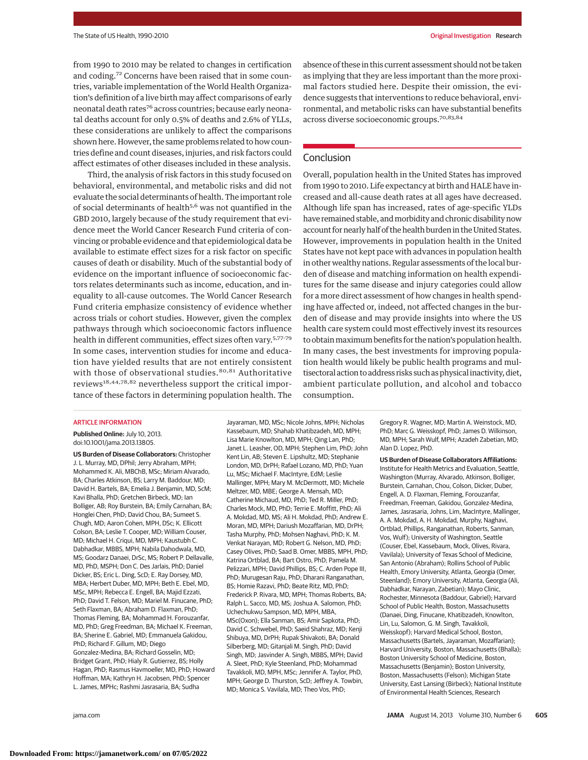from 1990 to 2010 may be related to changes in certification and coding.[72] Concerns have been raised that in some countries, variable implementation of the World Health Organization's definition of a live birth may affect comparisons of early neonatal death rates[76] across countries; because early neonatal deaths account for only 0.5% of deaths and 2.6% of YLLs, these considerations are unlikely to affect the comparisons shown here. However, the same problems related to how countries define and count diseases, injuries, and risk factors could affect estimates of other diseases included in these analysis.

Third, the analysis of risk factors in this study focused on behavioral, environmental, and metabolic risks and did not evaluate the social determinants of health. The important role of social determinants of health[5,6] was not quantified in the GBD 2010, largely because of the study requirement that evidence meet the World Cancer Research Fund criteria of convincing or probable evidence and that epidemiological data be available to estimate effect sizes for a risk factor on specific causes of death or disability. Much of the substantial body of evidence on the important influence of socioeconomic factors relates determinants such as income, education, and inequality to all-cause outcomes. The World Cancer Research Fund criteria emphasize consistency of evidence whether across trials or cohort studies. However, given the complex pathways through which socioeconomic factors influence health in different communities, effect sizes often vary.[5,77-79] In some cases, intervention studies for income and education have yielded results that are not entirely consistent with those of observational studies.[80,81] Authoritative reviews[18,44,78,82] nevertheless support the critical importance of these factors in determining population health. The absence of these in this current assessment should not be taken as implying that they are less important than the more proximal factors studied here. Despite their omission, the evidence suggests that interventions to reduce behavioral, environmental, and metabolic risks can have substantial benefits across diverse socioeconomic groups.[70,83,84]

## Conclusion

Overall, population health in the United States has improved from 1990 to 2010. Life expectancy at birth and HALE have increased and all-cause death rates at all ages have decreased. Although life span has increased, rates of age-specific YLDs have remained stable, and morbidity and chronic disability now account for nearly half of the health burden in the United States. However, improvements in population health in the United States have not kept pace with advances in population health in other wealthy nations. Regular assessments of the local burden of disease and matching information on health expenditures for the same disease and injury categories could allow for a more direct assessment of how changes in health spending have affected or, indeed, not affected changes in the burden of disease and may provide insights into where the US health care system could most effectively invest its resources to obtain maximum benefits for the nation's population health. In many cases, the best investments for improving population health would likely be public health programs and multisectoral action to address risks such as physical inactivity, diet, ambient particulate pollution, and alcohol and tobacco consumption.

### ARTICLE INFORMATION

**Published Online:** July 10, 2013. doi:10.1001/jama.2013.13805.

**US Burden of Disease Collaborators:** Christopher J. L. Murray, MD, DPhil; Jerry Abraham, MPH; Mohammed K. Ali, MBChB, MSc; Miriam Alvarado, BA; Charles Atkinson, BS; Larry M. Baddour, MD; David H. Bartels, BA; Emelia J. Benjamin, MD, ScM; Kavi Bhalla, PhD; Gretchen Birbeck, MD; Ian Bolliger, AB; Roy Burstein, BA; Emily Carnahan, BA; Honglei Chen, PhD; David Chou, BA; Sumeet S. Chugh, MD; Aaron Cohen, MPH, DSc; K. Ellicott Colson, BA; Leslie T. Cooper, MD; William Couser, MD; Michael H. Criqui, MD, MPH; Kaustubh C. Dabhadkar, MBBS, MPH; Nabila Dahodwala, MD, MS; Goodarz Danaei, DrSc, MS; Robert P. Dellavalle, MD, PhD, MSPH; Don C. Des Jarlais, PhD; Daniel Dicker, BS; Eric L. Ding, ScD; E. Ray Dorsey, MD, MBA; Herbert Duber, MD, MPH; Beth E. Ebel, MD, MSc, MPH; Rebecca E. Engell, BA; Majid Ezzati, PhD; David T. Felson, MD; Mariel M. Finucane, PhD; Seth Flaxman, BA; Abraham D. Flaxman, PhD; Thomas Fleming, BA; Mohammad H. Forouzanfar, MD, PhD; Greg Freedman, BA; Michael K. Freeman, BA; Sherine E. Gabriel, MD; Emmanuela Gakidou, PhD; Richard F. Gillum, MD; Diego Gonzalez-Medina, BA; Richard Gosselin, MD; Bridget Grant, PhD; Hialy R. Gutierrez, BS; Holly Hagan, PhD; Rasmus Havmoeller, MD, PhD; Howard Hoffman, MA; Kathryn H. Jacobsen, PhD; Spencer L. James, MPHc; Rashmi Jasrasaria, BA; Sudha Jayaraman, MD, MSc; Nicole Johns, MPH; Nicholas Kassebaum, MD; Shahab Khatibzadeh, MD, MPH; Lisa Marie Knowlton, MD, MPH; Qing Lan, PhD; Janet L. Leasher, OD, MPH; Stephen Lim, PhD; John Kent Lin, AB; Steven E. Lipshultz, MD; Stephanie London, MD, DrPH; Rafael Lozano, MD, PhD; Yuan Lu, MSc; Michael F. MacIntyre, EdM; Leslie Mallinger, MPH; Mary M. McDermott, MD; Michele Meltzer, MD, MBE; George A. Mensah, MD; Catherine Michaud, MD, PhD; Ted R. Miller, PhD; Charles Mock, MD, PhD; Terrie E. Moffitt, PhD; Ali A. Mokdad, MD, MS; Ali H. Mokdad, PhD; Andrew E. Moran, MD, MPH; Dariush Mozaffarian, MD, DrPH; Tasha Murphy, PhD; Mohsen Naghavi, PhD; K. M. Venkat Narayan, MD; Robert G. Nelson, MD, PhD; Casey Olives, PhD; Saad B. Omer, MBBS, MPH, PhD; Katrina Ortblad, BA; Bart Ostro, PhD; Pamela M. Pelizzari, MPH; David Phillips, BS; C. Arden Pope III, PhD; Murugesan Raju, PhD; Dharani Ranganathan, BS; Homie Razavi, PhD; Beate Ritz, MD, PhD; Frederick P. Rivara, MD, MPH; Thomas Roberts, BA; Ralph L. Sacco, MD, MS; Joshua A. Salomon, PhD; Uchechukwu Sampson, MD, MPH, MBA, MSc(Oxon); Ella Sanman, BS; Amir Sapkota, PhD; David C. Schwebel, PhD; Saeid Shahraz, MD; Kenji Shibuya, MD, DrPH; Rupak Shivakoti, BA; Donald Silberberg, MD; Gitanjali M. Singh, PhD; David Singh, MD; Jasvinder A. Singh, MBBS, MPH; David A. Sleet, PhD; Kyle Steenland, PhD; Mohammad Tavakkoli, MD, MPH, MSc; Jennifer A. Taylor, PhD, MPH; George D. Thurston, ScD; Jeffrey A. Towbin, MD; Monica S. Vavilala, MD; Theo Vos, PhD; Gregory R. Wagner, MD; Martin A. Weinstock, MD, PhD; Marc G. Weisskopf, PhD; James D. Wilkinson, MD, MPH; Sarah Wulf, MPH; Azadeh Zabetian, MD; Alan D. Lopez, PhD.

**US Burden of Disease Collaborators Affiliations:** Institute for Health Metrics and Evaluation, Seattle, Washington (Murray, Alvarado, Atkinson, Bolliger, Burstein, Carnahan, Chou, Colson, Dicker, Duber, Engell, A. D. Flaxman, Fleming, Forouzanfar, Freedman, Freeman, Gakidou, Gonzalez-Medina, James, Jasrasaria, Johns, Lim, MacIntyre, Mallinger, A. A. Mokdad, A. H. Mokdad, Murphy, Naghavi, Ortblad, Phillips, Ranganathan, Roberts, Sanman, Vos, Wulf); University of Washington, Seattle (Couser, Ebel, Kassebaum, Mock, Olives, Rivara, Vavilala); University of Texas School of Medicine, San Antonio (Abraham); Rollins School of Public Health, Emory University, Atlanta, Georgia (Omer, Steenland); Emory University, Atlanta, Georgia (Ali, Dabhadkar, Narayan, Zabetian); Mayo Clinic, Rochester, Minnesota (Baddour, Gabriel); Harvard School of Public Health, Boston, Massachusetts (Danaei, Ding, Finucane, Khatibzadeh, Knowlton, Lin, Lu, Salomon, G. M. Singh, Tavakkoli, Weisskopf); Harvard Medical School, Boston, Massachusetts (Bartels, Jayaraman, Mozaffarian); Harvard University, Boston, Massachusetts (Bhalla); Boston University School of Medicine, Boston, Massachusetts (Benjamin); Boston University, Boston, Massachusetts (Felson); Michigan State University, East Lansing (Birbeck); National Institute of Environmental Health Sciences, Research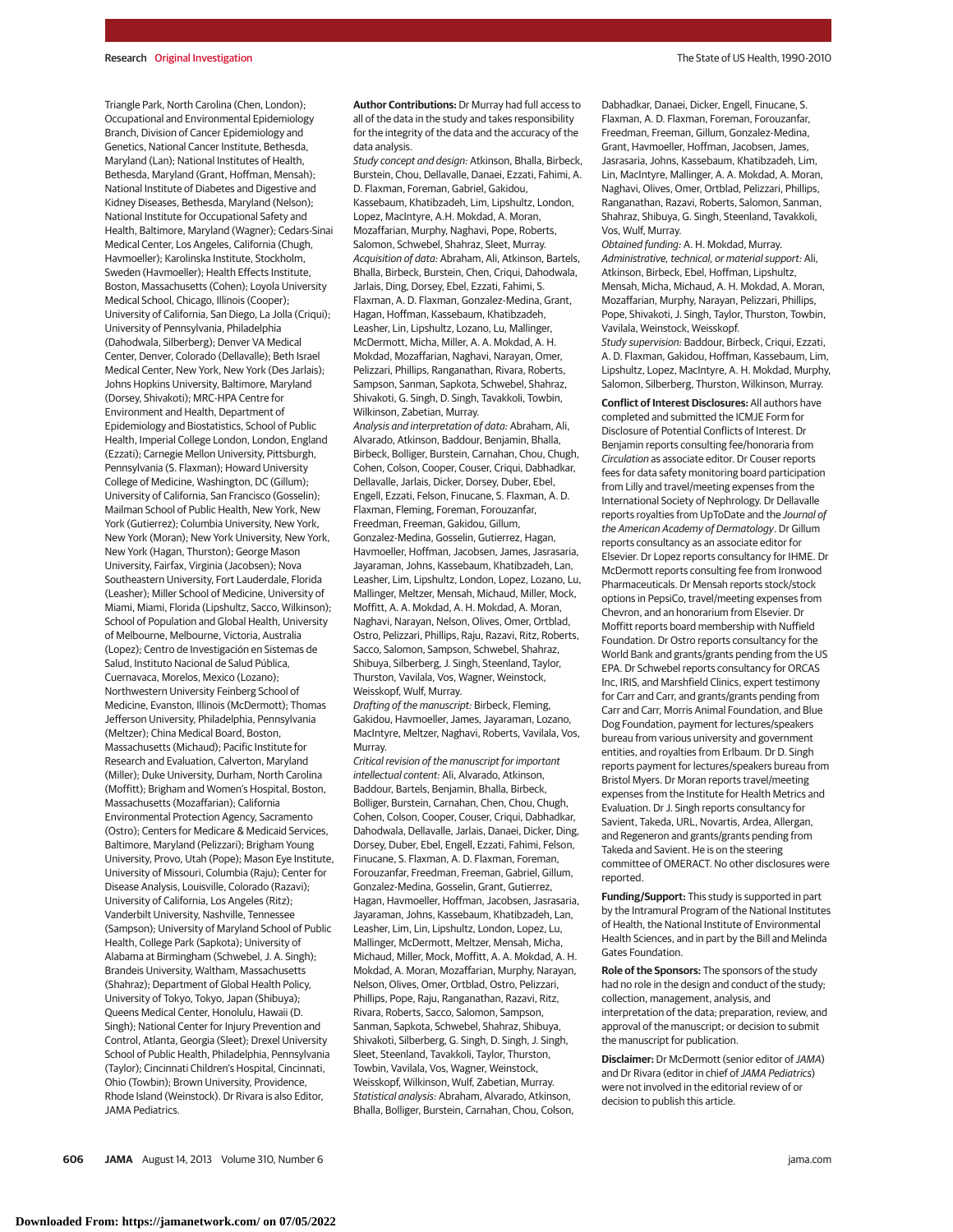Triangle Park, North Carolina (Chen, London); Occupational and Environmental Epidemiology Branch, Division of Cancer Epidemiology and Genetics, National Cancer Institute, Bethesda, Maryland (Lan); National Institutes of Health, Bethesda, Maryland (Grant, Hoffman, Mensah); National Institute of Diabetes and Digestive and Kidney Diseases, Bethesda, Maryland (Nelson); National Institute for Occupational Safety and Health, Baltimore, Maryland (Wagner); Cedars-Sinai Medical Center, Los Angeles, California (Chugh, Havmoeller); Karolinska Institute, Stockholm, Sweden (Havmoeller); Health Effects Institute, Boston, Massachusetts (Cohen); Loyola University Medical School, Chicago, Illinois (Cooper); University of California, San Diego, La Jolla (Criqui); University of Pennsylvania, Philadelphia (Dahodwala, Silberberg); Denver VA Medical Center, Denver, Colorado (Dellavalle); Beth Israel Medical Center, New York, New York (Des Jarlais); Johns Hopkins University, Baltimore, Maryland (Dorsey, Shivakoti); MRC-HPA Centre for Environment and Health, Department of Epidemiology and Biostatistics, School of Public Health, Imperial College London, London, England (Ezzati); Carnegie Mellon University, Pittsburgh, Pennsylvania (S. Flaxman); Howard University College of Medicine, Washington, DC (Gillum); University of California, San Francisco (Gosselin); Mailman School of Public Health, New York, New York (Gutierrez); Columbia University, New York, New York (Moran); New York University, New York, New York (Hagan, Thurston); George Mason University, Fairfax, Virginia (Jacobsen); Nova Southeastern University, Fort Lauderdale, Florida (Leasher); Miller School of Medicine, University of Miami, Miami, Florida (Lipshultz, Sacco, Wilkinson); School of Population and Global Health, University of Melbourne, Melbourne, Victoria, Australia (Lopez); Centro de Investigación en Sistemas de Salud, Instituto Nacional de Salud Pública, Cuernavaca, Morelos, Mexico (Lozano); Northwestern University Feinberg School of Medicine, Evanston, Illinois (McDermott); Thomas Jefferson University, Philadelphia, Pennsylvania (Meltzer); China Medical Board, Boston, Massachusetts (Michaud); Pacific Institute for Research and Evaluation, Calverton, Maryland (Miller); Duke University, Durham, North Carolina (Moffitt); Brigham and Women's Hospital, Boston, Massachusetts (Mozaffarian); California Environmental Protection Agency, Sacramento (Ostro); Centers for Medicare & Medicaid Services, Baltimore, Maryland (Pelizzari); Brigham Young University, Provo, Utah (Pope); Mason Eye Institute, University of Missouri, Columbia (Raju); Center for Disease Analysis, Louisville, Colorado (Razavi); University of California, Los Angeles (Ritz); Vanderbilt University, Nashville, Tennessee (Sampson); University of Maryland School of Public Health, College Park (Sapkota); University of Alabama at Birmingham (Schwebel, J. A. Singh); Brandeis University, Waltham, Massachusetts (Shahraz); Department of Global Health Policy, University of Tokyo, Tokyo, Japan (Shibuya); Queens Medical Center, Honolulu, Hawaii (D. Singh); National Center for Injury Prevention and Control, Atlanta, Georgia (Sleet); Drexel University School of Public Health, Philadelphia, Pennsylvania (Taylor); Cincinnati Children's Hospital, Cincinnati, Ohio (Towbin); Brown University, Providence, Rhode Island (Weinstock). Dr Rivara is also Editor, JAMA Pediatrics.

**Author Contributions:** Dr Murray had full access to all of the data in the study and takes responsibility for the integrity of the data and the accuracy of the data analysis.

*Study concept and design:* Atkinson, Bhalla, Birbeck, Burstein, Chou, Dellavalle, Danaei, Ezzati, Fahimi, A. D. Flaxman, Foreman, Gabriel, Gakidou, Kassebaum, Khatibzadeh, Lim, Lipshultz, London, Lopez, MacIntyre, A.H. Mokdad, A. Moran, Mozaffarian, Murphy, Naghavi, Pope, Roberts, Salomon, Schwebel, Shahraz, Sleet, Murray.

*Acquisition of data:* Abraham, Ali, Atkinson, Bartels, Bhalla, Birbeck, Burstein, Chen, Criqui, Dahodwala, Jarlais, Ding, Dorsey, Ebel, Ezzati, Fahimi, S. Flaxman, A. D. Flaxman, Gonzalez-Medina, Grant, Hagan, Hoffman, Kassebaum, Khatibzadeh, Leasher, Lin, Lipshultz, Lozano, Lu, Mallinger, McDermott, Micha, Miller, A. A. Mokdad, A. H. Mokdad, Mozaffarian, Naghavi, Narayan, Omer, Pelizzari, Phillips, Ranganathan, Rivara, Roberts, Sampson, Sanman, Sapkota, Schwebel, Shahraz, Shivakoti, G. Singh, D. Singh, Tavakkoli, Towbin, Wilkinson, Zabetian, Murray.

*Analysis and interpretation of data:* Abraham, Ali, Alvarado, Atkinson, Baddour, Benjamin, Bhalla, Birbeck, Bolliger, Burstein, Carnahan, Chou, Chugh, Cohen, Colson, Cooper, Couser, Criqui, Dabhadkar, Dellavalle, Jarlais, Dicker, Dorsey, Duber, Ebel, Engell, Ezzati, Felson, Finucane, S. Flaxman, A. D. Flaxman, Fleming, Foreman, Forouzanfar, Freedman, Freeman, Gakidou, Gillum, Gonzalez-Medina, Gosselin, Gutierrez, Hagan, Havmoeller, Hoffman, Jacobsen, James, Jasrasaria, Jayaraman, Johns, Kassebaum, Khatibzadeh, Lan, Leasher, Lim, Lipshultz, London, Lopez, Lozano, Lu, Mallinger, Meltzer, Mensah, Michaud, Miller, Mock, Moffitt, A. A. Mokdad, A. H. Mokdad, A. Moran, Naghavi, Narayan, Nelson, Olives, Omer, Ortblad, Ostro, Pelizzari, Phillips, Raju, Razavi, Ritz, Roberts, Sacco, Salomon, Sampson, Schwebel, Shahraz, Shibuya, Silberberg, J. Singh, Steenland, Taylor, Thurston, Vavilala, Vos, Wagner, Weinstock, Weisskopf, Wulf, Murray.

*Drafting of the manuscript:* Birbeck, Fleming, Gakidou, Havmoeller, James, Jayaraman, Lozano, MacIntyre, Meltzer, Naghavi, Roberts, Vavilala, Vos, Murray.

*Critical revision of the manuscript for important intellectual content:* Ali, Alvarado, Atkinson, Baddour, Bartels, Benjamin, Bhalla, Birbeck, Bolliger, Burstein, Carnahan, Chen, Chou, Chugh, Cohen, Colson, Cooper, Couser, Criqui, Dabhadkar, Dahodwala, Dellavalle, Jarlais, Danaei, Dicker, Ding, Dorsey, Duber, Ebel, Engell, Ezzati, Fahimi, Felson, Finucane, S. Flaxman, A. D. Flaxman, Foreman, Forouzanfar, Freedman, Freeman, Gabriel, Gillum, Gonzalez-Medina, Gosselin, Grant, Gutierrez, Hagan, Havmoeller, Hoffman, Jacobsen, Jasrasaria, Jayaraman, Johns, Kassebaum, Khatibzadeh, Lan, Leasher, Lim, Lin, Lipshultz, London, Lopez, Lu, Mallinger, McDermott, Meltzer, Mensah, Micha, Michaud, Miller, Mock, Moffitt, A. A. Mokdad, A. H. Mokdad, A. Moran, Mozaffarian, Murphy, Narayan, Nelson, Olives, Omer, Ortblad, Ostro, Pelizzari, Phillips, Pope, Raju, Ranganathan, Razavi, Ritz, Rivara, Roberts, Sacco, Salomon, Sampson, Sanman, Sapkota, Schwebel, Shahraz, Shibuya, Shivakoti, Silberberg, G. Singh, D. Singh, J. Singh, Sleet, Steenland, Tavakkoli, Taylor, Thurston, Towbin, Vavilala, Vos, Wagner, Weinstock, Weisskopf, Wilkinson, Wulf, Zabetian, Murray.

*Statistical analysis:* Abraham, Alvarado, Atkinson, Bhalla, Bolliger, Burstein, Carnahan, Chou, Colson, Dabhadkar, Danaei, Dicker, Engell, Finucane, S. Flaxman, A. D. Flaxman, Foreman, Forouzanfar, Freedman, Freeman, Gillum, Gonzalez-Medina, Grant, Havmoeller, Hoffman, Jacobsen, James, Jasrasaria, Johns, Kassebaum, Khatibzadeh, Lim, Lin, MacIntyre, Mallinger, A. A. Mokdad, A. Moran, Naghavi, Olives, Omer, Ortblad, Pelizzari, Phillips, Ranganathan, Razavi, Roberts, Salomon, Sanman, Shahraz, Shibuya, G. Singh, Steenland, Tavakkoli, Vos, Wulf, Murray.

*Obtained funding:* A. H. Mokdad, Murray.

*Administrative, technical, or material support:* Ali, Atkinson, Birbeck, Ebel, Hoffman, Lipshultz, Mensah, Micha, Michaud, A. H. Mokdad, A. Moran, Mozaffarian, Murphy, Narayan, Pelizzari, Phillips, Pope, Shivakoti, J. Singh, Taylor, Thurston, Towbin, Vavilala, Weinstock, Weisskopf.

*Study supervision:* Baddour, Birbeck, Criqui, Ezzati, A. D. Flaxman, Gakidou, Hoffman, Kassebaum, Lim, Lipshultz, Lopez, MacIntyre, A. H. Mokdad, Murphy, Salomon, Silberberg, Thurston, Wilkinson, Murray.

**Conflict of Interest Disclosures:** All authors have completed and submitted the ICMJE Form for Disclosure of Potential Conflicts of Interest. Dr Benjamin reports consulting fee/honoraria from *Circulation* as associate editor. Dr Couser reports fees for data safety monitoring board participation from Lilly and travel/meeting expenses from the International Society of Nephrology. Dr Dellavalle reports royalties from UpToDate and the *Journal of the American Academy of Dermatology*. Dr Gillum reports consultancy as an associate editor for Elsevier. Dr Lopez reports consultancy for IHME. Dr McDermott reports consulting fee from Ironwood Pharmaceuticals. Dr Mensah reports stock/stock options in PepsiCo, travel/meeting expenses from Chevron, and an honorarium from Elsevier. Dr Moffitt reports board membership with Nuffield Foundation. Dr Ostro reports consultancy for the World Bank and grants/grants pending from the US EPA. Dr Schwebel reports consultancy for ORCAS Inc, IRIS, and Marshfield Clinics, expert testimony for Carr and Carr, and grants/grants pending from Carr and Carr, Morris Animal Foundation, and Blue Dog Foundation, payment for lectures/speakers bureau from various university and government entities, and royalties from Erlbaum. Dr D. Singh reports payment for lectures/speakers bureau from Bristol Myers. Dr Moran reports travel/meeting expenses from the Institute for Health Metrics and Evaluation. Dr J. Singh reports consultancy for Savient, Takeda, URL, Novartis, Ardea, Allergan, and Regeneron and grants/grants pending from Takeda and Savient. He is on the steering committee of OMERACT. No other disclosures were reported.

**Funding/Support:** This study is supported in part by the Intramural Program of the National Institutes of Health, the National Institute of Environmental Health Sciences, and in part by the Bill and Melinda Gates Foundation.

**Role of the Sponsors:** The sponsors of the study had no role in the design and conduct of the study; collection, management, analysis, and interpretation of the data; preparation, review, and approval of the manuscript; or decision to submit the manuscript for publication.

**Disclaimer:** Dr McDermott (senior editor of *JAMA*) and Dr Rivara (editor in chief of *JAMA Pediatrics*) were not involved in the editorial review of or decision to publish this article.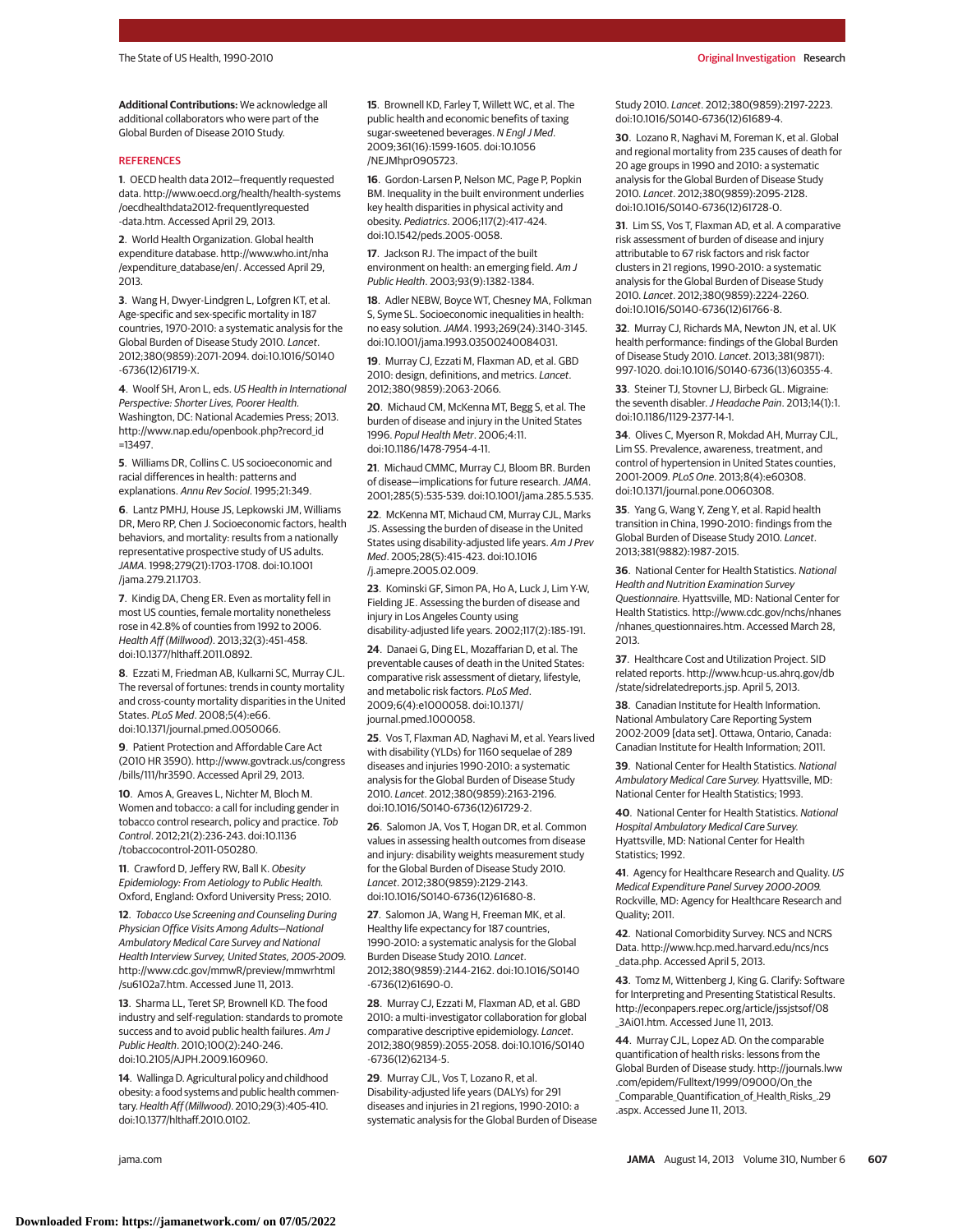**Additional Contributions:** We acknowledge all additional collaborators who were part of the Global Burden of Disease 2010 Study.

## REFERENCES

1. OECD health data 2012—frequently requested data. http://www.oecd.org/health/health-systems/oecdhealthdata2012-frequentlyrequested-data.htm. Accessed April 29, 2013.

2. World Health Organization. Global health expenditure database. http://www.who.int/nha/expenditure_database/en/. Accessed April 29, 2013.

3. Wang H, Dwyer-Lindgren L, Lofgren KT, et al. Age-specific and sex-specific mortality in 187 countries, 1970-2010: a systematic analysis for the Global Burden of Disease Study 2010. *Lancet*. 2012;380(9859):2071-2094. doi:10.1016/S0140-6736(12)61719-X.

4. Woolf SH, Aron L, eds. *US Health in International Perspective: Shorter Lives, Poorer Health.* Washington, DC: National Academies Press; 2013. http://www.nap.edu/openbook.php?record_id=13497.

5. Williams DR, Collins C. US socioeconomic and racial differences in health: patterns and explanations. *Annu Rev Sociol*. 1995;21:349.

6. Lantz PMHJ, House JS, Lepkowski JM, Williams DR, Mero RP, Chen J. Socioeconomic factors, health behaviors, and mortality: results from a nationally representative prospective study of US adults. *JAMA*. 1998;279(21):1703-1708. doi:10.1001/jama.279.21.1703.

7. Kindig DA, Cheng ER. Even as mortality fell in most US counties, female mortality nonetheless rose in 42.8% of counties from 1992 to 2006. *Health Aff (Millwood)*. 2013;32(3):451-458. doi:10.1377/hlthaff.2011.0892.

8. Ezzati M, Friedman AB, Kulkarni SC, Murray CJL. The reversal of fortunes: trends in county mortality and cross-county mortality disparities in the United States. *PLoS Med*. 2008;5(4):e66. doi:10.1371/journal.pmed.0050066.

9. Patient Protection and Affordable Care Act (2010 HR 3590). http://www.govtrack.us/congress/bills/111/hr3590. Accessed April 29, 2013.

10. Amos A, Greaves L, Nichter M, Bloch M. Women and tobacco: a call for including gender in tobacco control research, policy and practice. *Tob Control*. 2012;21(2):236-243. doi:10.1136/tobaccocontrol-2011-050280.

11. Crawford D, Jeffery RW, Ball K. *Obesity Epidemiology: From Aetiology to Public Health.* Oxford, England: Oxford University Press; 2010.

12. *Tobacco Use Screening and Counseling During Physician Office Visits Among Adults—National Ambulatory Medical Care Survey and National Health Interview Survey, United States, 2005-2009.* http://www.cdc.gov/mmwR/preview/mmwrhtml/su6102a7.htm. Accessed June 11, 2013.

13. Sharma LL, Teret SP, Brownell KD. The food industry and self-regulation: standards to promote success and to avoid public health failures. *Am J Public Health*. 2010;100(2):240-246. doi:10.2105/AJPH.2009.160960.

14. Wallinga D. Agricultural policy and childhood obesity: a food systems and public health commentary. *Health Aff (Millwood)*. 2010;29(3):405-410. doi:10.1377/hlthaff.2010.0102.

15. Brownell KD, Farley T, Willett WC, et al. The public health and economic benefits of taxing sugar-sweetened beverages. *N Engl J Med*. 2009;361(16):1599-1605. doi:10.1056/NEJMhpr0905723.

16. Gordon-Larsen P, Nelson MC, Page P, Popkin BM. Inequality in the built environment underlies key health disparities in physical activity and obesity. *Pediatrics*. 2006;117(2):417-424. doi:10.1542/peds.2005-0058.

17. Jackson RJ. The impact of the built environment on health: an emerging field. *Am J Public Health*. 2003;93(9):1382-1384.

18. Adler NEBW, Boyce WT, Chesney MA, Folkman S, Syme SL. Socioeconomic inequalities in health: no easy solution. *JAMA*. 1993;269(24):3140-3145. doi:10.1001/jama.1993.03500240084031.

19. Murray CJ, Ezzati M, Flaxman AD, et al. GBD 2010: design, definitions, and metrics. *Lancet*. 2012;380(9859):2063-2066.

20. Michaud CM, McKenna MT, Begg S, et al. The burden of disease and injury in the United States 1996. *Popul Health Metr*. 2006;4:11. doi:10.1186/1478-7954-4-11.

21. Michaud CMMC, Murray CJ, Bloom BR. Burden of disease—implications for future research. *JAMA*. 2001;285(5):535-539. doi:10.1001/jama.285.5.535.

22. McKenna MT, Michaud CM, Murray CJL, Marks JS. Assessing the burden of disease in the United States using disability-adjusted life years. *Am J Prev Med*. 2005;28(5):415-423. doi:10.1016/j.amepre.2005.02.009.

23. Kominski GF, Simon PA, Ho A, Luck J, Lim Y-W, Fielding JE. Assessing the burden of disease and injury in Los Angeles County using disability-adjusted life years. 2002;117(2):185-191.

24. Danaei G, Ding EL, Mozaffarian D, et al. The preventable causes of death in the United States: comparative risk assessment of dietary, lifestyle, and metabolic risk factors. *PLoS Med*. 2009;6(4):e1000058. doi:10.1371/journal.pmed.1000058.

25. Vos T, Flaxman AD, Naghavi M, et al. Years lived with disability (YLDs) for 1160 sequelae of 289 diseases and injuries 1990-2010: a systematic analysis for the Global Burden of Disease Study 2010. *Lancet*. 2012;380(9859):2163-2196. doi:10.1016/S0140-6736(12)61729-2.

26. Salomon JA, Vos T, Hogan DR, et al. Common values in assessing health outcomes from disease and injury: disability weights measurement study for the Global Burden of Disease Study 2010. *Lancet*. 2012;380(9859):2129-2143. doi:10.1016/S0140-6736(12)61680-8.

27. Salomon JA, Wang H, Freeman MK, et al. Healthy life expectancy for 187 countries, 1990-2010: a systematic analysis for the Global Burden Disease Study 2010. *Lancet*. 2012;380(9859):2144-2162. doi:10.1016/S0140-6736(12)61690-0.

28. Murray CJ, Ezzati M, Flaxman AD, et al. GBD 2010: a multi-investigator collaboration for global comparative descriptive epidemiology. *Lancet*. 2012;380(9859):2055-2058. doi:10.1016/S0140-6736(12)62134-5.

29. Murray CJL, Vos T, Lozano R, et al. Disability-adjusted life years (DALYs) for 291 diseases and injuries in 21 regions, 1990-2010: a systematic analysis for the Global Burden of Disease Study 2010. *Lancet*. 2012;380(9859):2197-2223. doi:10.1016/S0140-6736(12)61689-4.

30. Lozano R, Naghavi M, Foreman K, et al. Global and regional mortality from 235 causes of death for 20 age groups in 1990 and 2010: a systematic analysis for the Global Burden of Disease Study 2010. *Lancet*. 2012;380(9859):2095-2128. doi:10.1016/S0140-6736(12)61728-0.

31. Lim SS, Vos T, Flaxman AD, et al. A comparative risk assessment of burden of disease and injury attributable to 67 risk factors and risk factor clusters in 21 regions, 1990-2010: a systematic analysis for the Global Burden of Disease Study 2010. *Lancet*. 2012;380(9859):2224-2260. doi:10.1016/S0140-6736(12)61766-8.

32. Murray CJ, Richards MA, Newton JN, et al. UK health performance: findings of the Global Burden of Disease Study 2010. *Lancet*. 2013;381(9871):997-1020. doi:10.1016/S0140-6736(13)60355-4.

33. Steiner TJ, Stovner LJ, Birbeck GL. Migraine: the seventh disabler. *J Headache Pain*. 2013;14(1):1. doi:10.1186/1129-2377-14-1.

34. Olives C, Myerson R, Mokdad AH, Murray CJL, Lim SS. Prevalence, awareness, treatment, and control of hypertension in United States counties, 2001-2009. *PLoS One*. 2013;8(4):e60308. doi:10.1371/journal.pone.0060308.

35. Yang G, Wang Y, Zeng Y, et al. Rapid health transition in China, 1990-2010: findings from the Global Burden of Disease Study 2010. *Lancet*. 2013;381(9882):1987-2015.

36. National Center for Health Statistics. *National Health and Nutrition Examination Survey Questionnaire.* Hyattsville, MD: National Center for Health Statistics. http://www.cdc.gov/nchs/nhanes/nhanes_questionnaires.htm. Accessed March 28, 2013.

37. Healthcare Cost and Utilization Project. SID related reports. http://www.hcup-us.ahrq.gov/db/state/sidrelatedreports.jsp. April 5, 2013.

38. Canadian Institute for Health Information. National Ambulatory Care Reporting System 2002-2009 [data set]. Ottawa, Ontario, Canada: Canadian Institute for Health Information; 2011.

39. National Center for Health Statistics. *National Ambulatory Medical Care Survey.* Hyattsville, MD: National Center for Health Statistics; 1993.

40. National Center for Health Statistics. *National Hospital Ambulatory Medical Care Survey.* Hyattsville, MD: National Center for Health Statistics; 1992.

41. Agency for Healthcare Research and Quality. *US Medical Expenditure Panel Survey 2000-2009.* Rockville, MD: Agency for Healthcare Research and Quality; 2011.

42. National Comorbidity Survey. NCS and NCRS Data. http://www.hcp.med.harvard.edu/ncs/ncs_data.php. Accessed April 5, 2013.

43. Tomz M, Wittenberg J, King G. Clarify: Software for Interpreting and Presenting Statistical Results. http://econpapers.repec.org/article/jssjstsof/08_3Ai01.htm. Accessed June 11, 2013.

44. Murray CJL, Lopez AD. On the comparable quantification of health risks: lessons from the Global Burden of Disease study. http://journals.lww.com/epidem/Fulltext/1999/09000/On_the_Comparable_Quantification_of_Health_Risks_.29.aspx. Accessed June 11, 2013.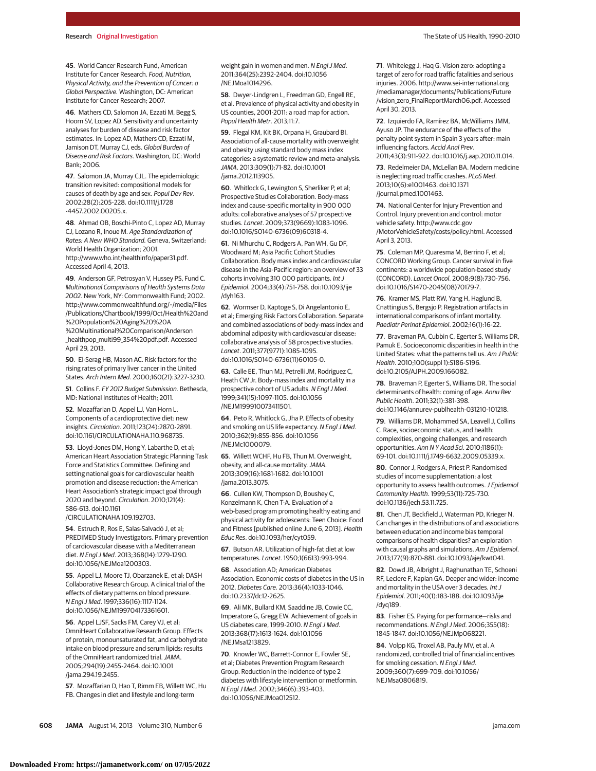45. World Cancer Research Fund, American Institute for Cancer Research. *Food, Nutrition, Physical Activity, and the Prevention of Cancer: a Global Perspective.* Washington, DC: American Institute for Cancer Research; 2007.

46. Mathers CD, Salomon JA, Ezzati M, Begg S, Hoorn SV, Lopez AD. Sensitivity and uncertainty analyses for burden of disease and risk factor estimates. In: Lopez AD, Mathers CD, Ezzati M, Jamison DT, Murray CJ, eds. *Global Burden of Disease and Risk Factors*. Washington, DC: World Bank; 2006.

47. Salomon JA, Murray CJL. The epidemiologic transition revisited: compositional models for causes of death by age and sex. *Popul Dev Rev*. 2002;28(2):205-228. doi:10.1111/j.1728-4457.2002.00205.x.

48. Ahmad OB, Boschi-Pinto C, Lopez AD, Murray CJ, Lozano R, Inoue M. *Age Standardization of Rates: A New WHO Standard.* Geneva, Switzerland: World Health Organization; 2001. http://www.who.int/healthinfo/paper31.pdf. Accessed April 4, 2013.

49. Anderson GF, Petrosyan V, Hussey PS, Fund C. *Multinational Comparisons of Health Systems Data 2002.* New York, NY: Commonwealth Fund; 2002. http://www.commonwealthfund.org/~/media/Files/Publications/Chartbook/1999/Oct/Health%20and%20Population%20Aging%20%20A%20Multinational%20Comparison/Anderson_healthpop_multi99_354%20pdf.pdf. Accessed April 29, 2013.

50. El-Serag HB, Mason AC. Risk factors for the rising rates of primary liver cancer in the United States. *Arch Intern Med*. 2000;160(21):3227-3230.

51. Collins F. *FY 2012 Budget Submission*. Bethesda, MD: National Institutes of Health; 2011.

52. Mozaffarian D, Appel LJ, Van Horn L. Components of a cardioprotective diet: new insights. *Circulation*. 2011;123(24):2870-2891. doi:10.1161/CIRCULATIONAHA.110.968735.

53. Lloyd-Jones DM, Hong Y, Labarthe D, et al; American Heart Association Strategic Planning Task Force and Statistics Committee. Defining and setting national goals for cardiovascular health promotion and disease reduction: the American Heart Association's strategic impact goal through 2020 and beyond. *Circulation*. 2010;121(4):586-613. doi:10.1161/CIRCULATIONAHA.109.192703.

54. Estruch R, Ros E, Salas-Salvadó J, et al; PREDIMED Study Investigators. Primary prevention of cardiovascular disease with a Mediterranean diet. *N Engl J Med*. 2013;368(14):1279-1290. doi:10.1056/NEJMoa1200303.

55. Appel LJ, Moore TJ, Obarzanek E, et al; DASH Collaborative Research Group. A clinical trial of the effects of dietary patterns on blood pressure. *N Engl J Med*. 1997;336(16):1117-1124. doi:10.1056/NEJM199704173361601.

56. Appel LJSF, Sacks FM, Carey VJ, et al; OmniHeart Collaborative Research Group. Effects of protein, monounsaturated fat, and carbohydrate intake on blood pressure and serum lipids: results of the OmniHeart randomized trial. *JAMA*. 2005;294(19):2455-2464. doi:10.1001/jama.294.19.2455.

57. Mozaffarian D, Hao T, Rimm EB, Willett WC, Hu FB. Changes in diet and lifestyle and long-term weight gain in women and men. *N Engl J Med*. 2011;364(25):2392-2404. doi:10.1056/NEJMoa1014296.

58. Dwyer-Lindgren L, Freedman GD, Engell RE, et al. Prevalence of physical activity and obesity in US counties, 2001-2011: a road map for action. *Popul Health Metr*. 2013;11:7.

59. Flegal KM, Kit BK, Orpana H, Graubard BI. Association of all-cause mortality with overweight and obesity using standard body mass index categories: a systematic review and meta-analysis. *JAMA*. 2013;309(1):71-82. doi:10.1001/jama.2012.113905.

60. Whitlock G, Lewington S, Sherliker P, et al; Prospective Studies Collaboration. Body-mass index and cause-specific mortality in 900 000 adults: collaborative analyses of 57 prospective studies. *Lancet*. 2009;373(9669):1083-1096. doi:10.1016/S0140-6736(09)60318-4.

61. Ni Mhurchu C, Rodgers A, Pan WH, Gu DF, Woodward M; Asia Pacific Cohort Studies Collaboration. Body mass index and cardiovascular disease in the Asia-Pacific region: an overview of 33 cohorts involving 310 000 participants. *Int J Epidemiol*. 2004;33(4):751-758. doi:10.1093/ije/dyh163.

62. Wormser D, Kaptoge S, Di Angelantonio E, et al; Emerging Risk Factors Collaboration. Separate and combined associations of body-mass index and abdominal adiposity with cardiovascular disease: collaborative analysis of 58 prospective studies. *Lancet*. 2011;377(9771):1085-1095. doi:10.1016/S0140-6736(11)60105-0.

63. Calle EE, Thun MJ, Petrelli JM, Rodriguez C, Heath CW Jr. Body-mass index and mortality in a prospective cohort of US adults. *N Engl J Med*. 1999;341(15):1097-1105. doi:10.1056/NEJM199910073411501.

64. Peto R, Whitlock G, Jha P. Effects of obesity and smoking on US life expectancy. *N Engl J Med*. 2010;362(9):855-856. doi:10.1056/NEJMc1000079.

65. Willett WCH, Hu FB, Thun M. Overweight, obesity, and all-cause mortality. *JAMA*. 2013;309(16):1681-1682. doi:10.1001/jama.2013.3075.

66. Cullen KW, Thompson D, Boushey C, Konzelmann K, Chen T-A. Evaluation of a web-based program promoting healthy eating and physical activity for adolescents: Teen Choice: Food and Fitness [published online June 6, 2013]. *Health Educ Res*. doi:10.1093/her/cyt059.

67. Butson AR. Utilization of high-fat diet at low temperatures. *Lancet*. 1950;1(6613):993-994.

68. Association AD; American Diabetes Association. Economic costs of diabetes in the US in 2012. *Diabetes Care*. 2013;36(4):1033-1046. doi:10.2337/dc12-2625.

69. Ali MK, Bullard KM, Saaddine JB, Cowie CC, Imperatore G, Gregg EW. Achievement of goals in US diabetes care, 1999-2010. *N Engl J Med*. 2013;368(17):1613-1624. doi:10.1056/NEJMsa1213829.

70. Knowler WC, Barrett-Connor E, Fowler SE, et al; Diabetes Prevention Program Research Group. Reduction in the incidence of type 2 diabetes with lifestyle intervention or metformin. *N Engl J Med*. 2002;346(6):393-403. doi:10.1056/NEJMoa012512.

71. Whitelegg J, Haq G. Vision zero: adopting a target of zero for road traffic fatalities and serious injuries. 2006. http://www.sei-international.org/mediamanager/documents/Publications/Future/vision_zero_FinalReportMarch06.pdf. Accessed April 30, 2013.

72. Izquierdo FA, Ramírez BA, McWilliams JMM, Ayuso JP. The endurance of the effects of the penalty point system in Spain 3 years after: main influencing factors. *Accid Anal Prev*. 2011;43(3):911-922. doi:10.1016/j.aap.2010.11.014.

73. Redelmeier DA, McLellan BA. Modern medicine is neglecting road traffic crashes. *PLoS Med*. 2013;10(6):e1001463. doi:10.1371/journal.pmed.1001463.

74. National Center for Injury Prevention and Control. Injury prevention and control: motor vehicle safety. http://www.cdc.gov/MotorVehicleSafety/costs/policy.html. Accessed April 3, 2013.

75. Coleman MP, Quaresma M, Berrino F, et al; CONCORD Working Group. Cancer survival in five continents: a worldwide population-based study (CONCORD). *Lancet Oncol*. 2008;9(8):730-756. doi:10.1016/S1470-2045(08)70179-7.

76. Kramer MS, Platt RW, Yang H, Haglund B, Cnattingius S, Bergsjo P. Registration artifacts in international comparisons of infant mortality. *Paediatr Perinat Epidemiol*. 2002;16(1):16-22.

77. Braveman PA, Cubbin C, Egerter S, Williams DR, Pamuk E. Socioeconomic disparities in health in the United States: what the patterns tell us. *Am J Public Health*. 2010;100(suppl 1):S186-S196. doi:10.2105/AJPH.2009.166082.

78. Braveman P, Egerter S, Williams DR. The social determinants of health: coming of age. *Annu Rev Public Health*. 2011;32(1):381-398. doi:10.1146/annurev-publhealth-031210-101218.

79. Williams DR, Mohammed SA, Leavell J, Collins C. Race, socioeconomic status, and health: complexities, ongoing challenges, and research opportunities. *Ann N Y Acad Sci*. 2010;1186(1):69-101. doi:10.1111/j.1749-6632.2009.05339.x.

80. Connor J, Rodgers A, Priest P. Randomised studies of income supplementation: a lost opportunity to assess health outcomes. *J Epidemiol Community Health*. 1999;53(11):725-730. doi:10.1136/jech.53.11.725.

81. Chen JT, Beckfield J, Waterman PD, Krieger N. Can changes in the distributions of and associations between education and income bias temporal comparisons of health disparities? an exploration with causal graphs and simulations. *Am J Epidemiol*. 2013;177(9):870-881. doi:10.1093/aje/kwt041.

82. Dowd JB, Albright J, Raghunathan TE, Schoeni RF, Leclere F, Kaplan GA. Deeper and wider: income and mortality in the USA over 3 decades. *Int J Epidemiol*. 2011;40(1):183-188. doi:10.1093/ije/dyq189.

83. Fisher ES. Paying for performance—risks and recommendations. *N Engl J Med*. 2006;355(18):1845-1847. doi:10.1056/NEJMp068221.

84. Volpp KG, Troxel AB, Pauly MV, et al. A randomized, controlled trial of financial incentives for smoking cessation. *N Engl J Med*. 2009;360(7):699-709. doi:10.1056/NEJMsa0806819.